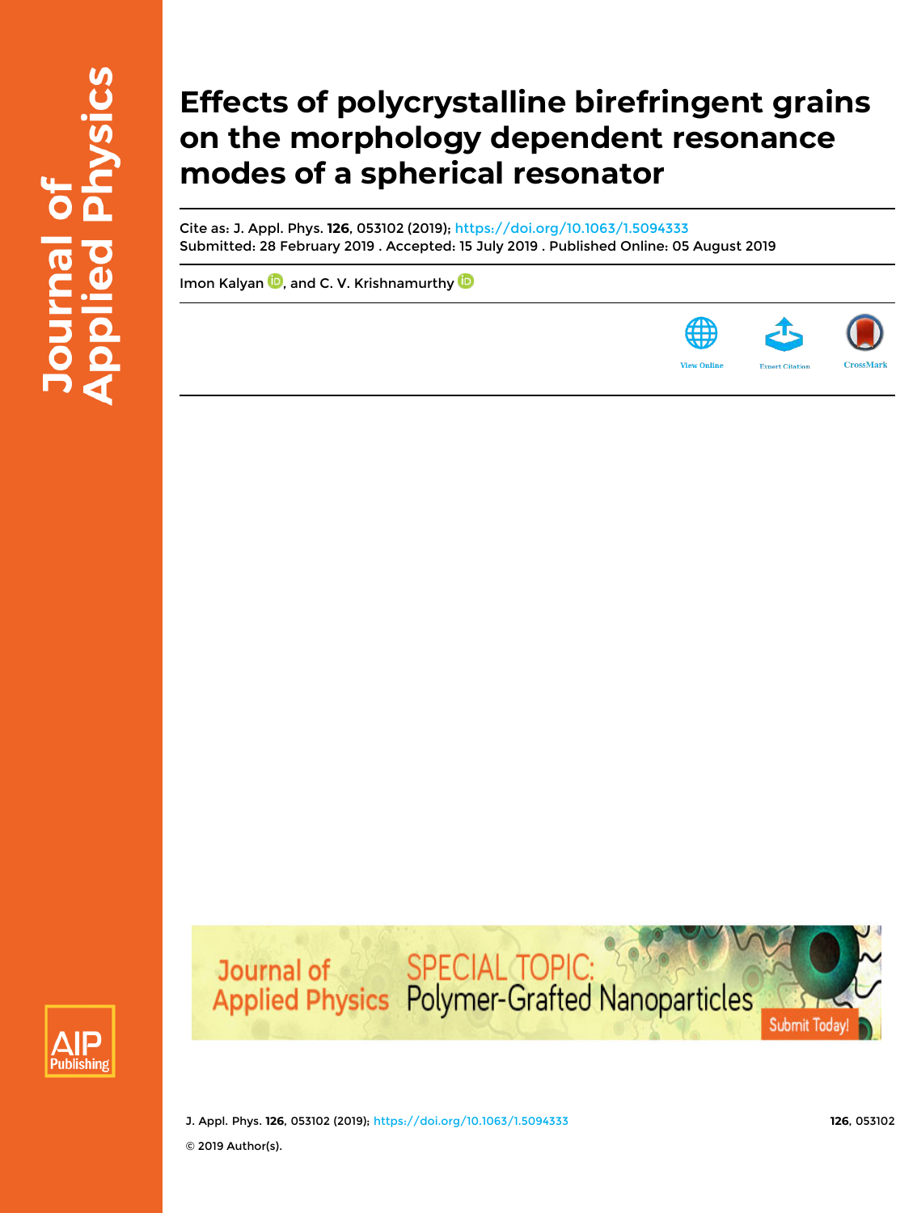# Effects of polycrystalline birefringent grains on the morphology dependent resonance modes of a spherical resonator

Cite as: J. Appl. Phys. **126**, 053102 (2019); https://doi.org/10.1063/1.5094333

Submitted: 28 February 2019 . Accepted: 15 July 2019 . Published Online: 05 August 2019

Imon Kalyan, and C. V. Krishnamurthy

© 2019 Author(s).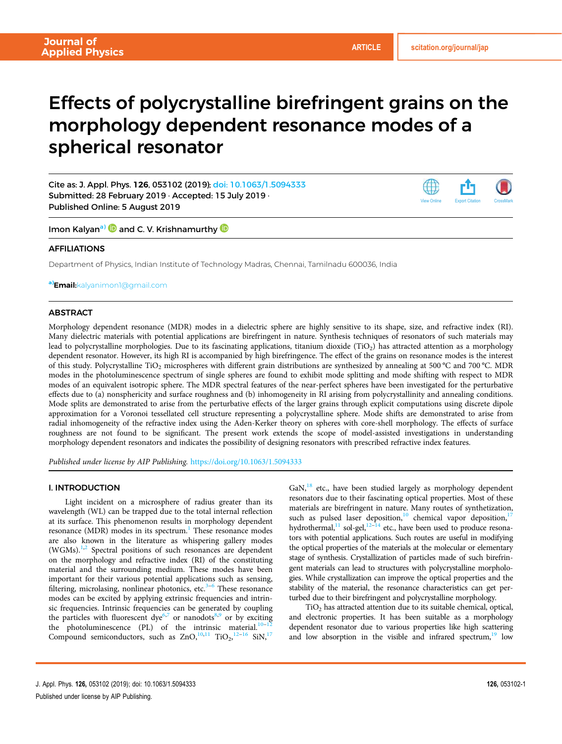# Effects of polycrystalline birefringent grains on the morphology dependent resonance modes of a spherical resonator

Cite as: J. Appl. Phys. **126**, 053102 (2019); doi: 10.1063/1.5094333
Submitted: 28 February 2019 · Accepted: 15 July 2019 ·
Published Online: 5 August 2019

Imon Kalyan[a] and C. V. Krishnamurthy

## AFFILIATIONS

Department of Physics, Indian Institute of Technology Madras, Chennai, Tamilnadu 600036, India

[a]**Email:** kalyanimon1@gmail.com

## ABSTRACT

Morphology dependent resonance (MDR) modes in a dielectric sphere are highly sensitive to its shape, size, and refractive index (RI). Many dielectric materials with potential applications are birefringent in nature. Synthesis techniques of resonators of such materials may lead to polycrystalline morphologies. Due to its fascinating applications, titanium dioxide ($TiO_2$) has attracted attention as a morphology dependent resonator. However, its high RI is accompanied by high birefringence. The effect of the grains on resonance modes is the interest of this study. Polycrystalline $TiO_2$ microspheres with different grain distributions are synthesized by annealing at 500 °C and 700 °C. MDR modes in the photoluminescence spectrum of single spheres are found to exhibit mode splitting and mode shifting with respect to MDR modes of an equivalent isotropic sphere. The MDR spectral features of the near-perfect spheres have been investigated for the perturbative effects due to (a) nonsphericity and surface roughness and (b) inhomogeneity in RI arising from polycrystallinity and annealing conditions. Mode splits are demonstrated to arise from the perturbative effects of the larger grains through explicit computations using discrete dipole approximation for a Voronoi tessellated cell structure representing a polycrystalline sphere. Mode shifts are demonstrated to arise from radial inhomogeneity of the refractive index using the Aden-Kerker theory on spheres with core-shell morphology. The effects of surface roughness are not found to be significant. The present work extends the scope of model-assisted investigations in understanding morphology dependent resonators and indicates the possibility of designing resonators with prescribed refractive index features.

*Published under license by AIP Publishing.* https://doi.org/10.1063/1.5094333

## I. INTRODUCTION

Light incident on a microsphere of radius greater than its wavelength (WL) can be trapped due to the total internal reflection at its surface. This phenomenon results in morphology dependent resonance (MDR) modes in its spectrum.[1] These resonance modes are also known in the literature as whispering gallery modes (WGMs).[1,2] Spectral positions of such resonances are dependent on the morphology and refractive index (RI) of the constituting material and the surrounding medium. These modes have been important for their various potential applications such as sensing, filtering, microlasing, nonlinear photonics, etc.[3–6] These resonance modes can be excited by applying extrinsic frequencies and intrinsic frequencies. Intrinsic frequencies can be generated by coupling the particles with fluorescent dye[6,7] or nanodots[8,9] or by exciting the photoluminescence (PL) of the intrinsic material.[10–12] Compound semiconductors, such as ZnO,[10,11] $TiO_2$,[12–16] SiN,[17] GaN,[18] etc., have been studied largely as morphology dependent resonators due to their fascinating optical properties. Most of these materials are birefringent in nature. Many routes of synthetization, such as pulsed laser deposition,[10] chemical vapor deposition,[17] hydrothermal,[11] sol-gel,[12–14] etc., have been used to produce resonators with potential applications. Such routes are useful in modifying the optical properties of the materials at the molecular or elementary stage of synthesis. Crystallization of particles made of such birefringent materials can lead to structures with polycrystalline morphologies. While crystallization can improve the optical properties and the stability of the material, the resonance characteristics can get perturbed due to their birefringent and polycrystalline morphology.

$TiO_2$ has attracted attention due to its suitable chemical, optical, and electronic properties. It has been suitable as a morphology dependent resonator due to various properties like high scattering and low absorption in the visible and infrared spectrum,[19] low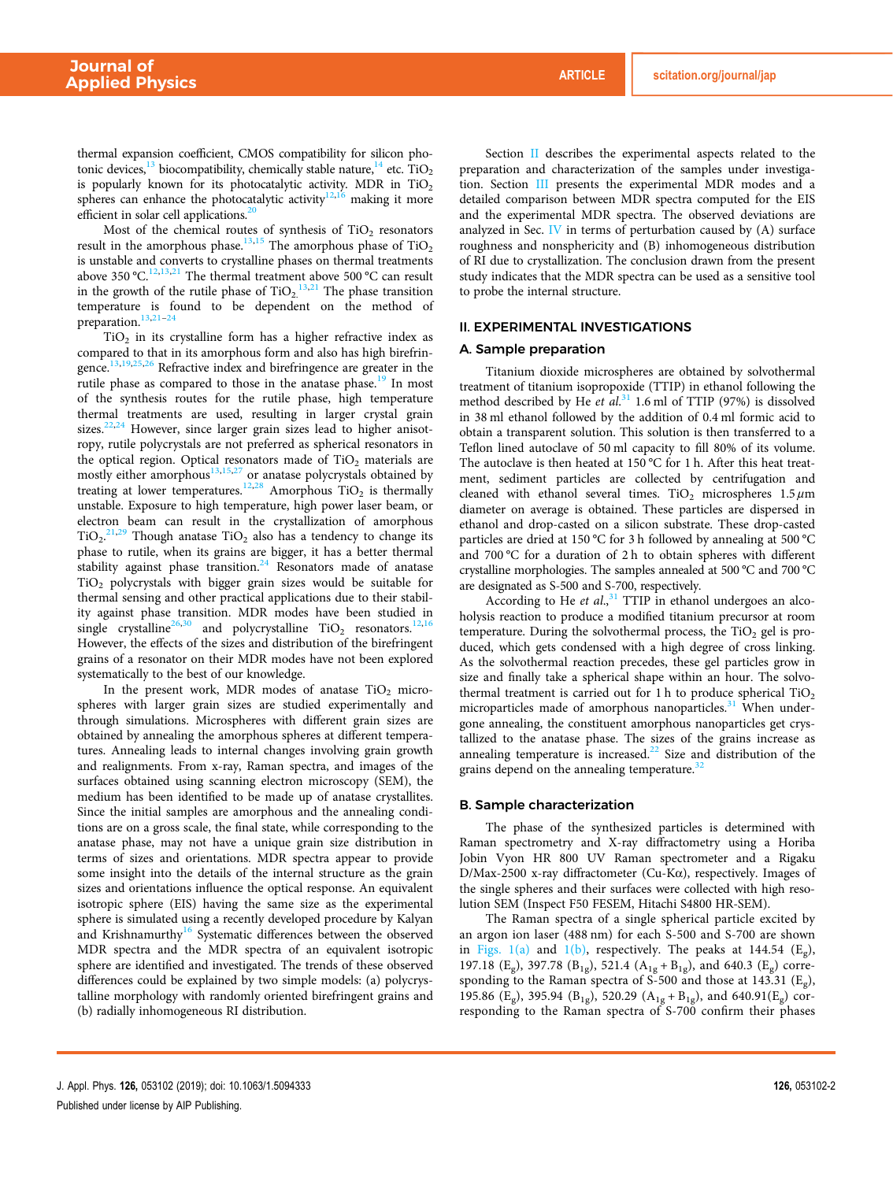thermal expansion coefficient, CMOS compatibility for silicon photonic devices,[13] biocompatibility, chemically stable nature,[14] etc. $TiO_2$ is popularly known for its photocatalytic activity. MDR in $TiO_2$ spheres can enhance the photocatalytic activity[12,16] making it more efficient in solar cell applications.[20]

Most of the chemical routes of synthesis of $TiO_2$ resonators result in the amorphous phase.[13,15] The amorphous phase of $TiO_2$ is unstable and converts to crystalline phases on thermal treatments above 350 °C.[12,13,21] The thermal treatment above 500 °C can result in the growth of the rutile phase of $TiO_2$.[13,21] The phase transition temperature is found to be dependent on the method of preparation.[13,21–24]

$TiO_2$ in its crystalline form has a higher refractive index as compared to that in its amorphous form and also has high birefringence.[13,19,25,26] Refractive index and birefringence are greater in the rutile phase as compared to those in the anatase phase.[19] In most of the synthesis routes for the rutile phase, high temperature thermal treatments are used, resulting in larger crystal grain sizes.[22,24] However, since larger grain sizes lead to higher anisotropy, rutile polycrystals are not preferred as spherical resonators in the optical region. Optical resonators made of $TiO_2$ materials are mostly either amorphous[13,15,27] or anatase polycrystals obtained by treating at lower temperatures.[12,28] Amorphous $TiO_2$ is thermally unstable. Exposure to high temperature, high power laser beam, or electron beam can result in the crystallization of amorphous $TiO_2$.[21,29] Though anatase $TiO_2$ also has a tendency to change its phase to rutile, when its grains are bigger, it has a better thermal stability against phase transition.[24] Resonators made of anatase $TiO_2$ polycrystals with bigger grain sizes would be suitable for thermal sensing and other practical applications due to their stability against phase transition. MDR modes have been studied in single crystalline[26,30] and polycrystalline $TiO_2$ resonators.[12,16] However, the effects of the sizes and distribution of the birefringent grains of a resonator on their MDR modes have not been explored systematically to the best of our knowledge.

In the present work, MDR modes of anatase $TiO_2$ microspheres with larger grain sizes are studied experimentally and through simulations. Microspheres with different grain sizes are obtained by annealing the amorphous spheres at different temperatures. Annealing leads to internal changes involving grain growth and realignments. From x-ray, Raman spectra, and images of the surfaces obtained using scanning electron microscopy (SEM), the medium has been identified to be made up of anatase crystallites. Since the initial samples are amorphous and the annealing conditions are on a gross scale, the final state, while corresponding to the anatase phase, may not have a unique grain size distribution in terms of sizes and orientations. MDR spectra appear to provide some insight into the details of the internal structure as the grain sizes and orientations influence the optical response. An equivalent isotropic sphere (EIS) having the same size as the experimental sphere is simulated using a recently developed procedure by Kalyan and Krishnamurthy[16] Systematic differences between the observed MDR spectra and the MDR spectra of an equivalent isotropic sphere are identified and investigated. The trends of these observed differences could be explained by two simple models: (a) polycrystalline morphology with randomly oriented birefringent grains and (b) radially inhomogeneous RI distribution.

Section II describes the experimental aspects related to the preparation and characterization of the samples under investigation. Section III presents the experimental MDR modes and a detailed comparison between MDR spectra computed for the EIS and the experimental MDR spectra. The observed deviations are analyzed in Sec. IV in terms of perturbation caused by (A) surface roughness and nonsphericity and (B) inhomogeneous distribution of RI due to crystallization. The conclusion drawn from the present study indicates that the MDR spectra can be used as a sensitive tool to probe the internal structure.

## II. EXPERIMENTAL INVESTIGATIONS

### A. Sample preparation

Titanium dioxide microspheres are obtained by solvothermal treatment of titanium isopropoxide (TTIP) in ethanol following the method described by He *et al.*[31] 1.6 ml of TTIP (97%) is dissolved in 38 ml ethanol followed by the addition of 0.4 ml formic acid to obtain a transparent solution. This solution is then transferred to a Teflon lined autoclave of 50 ml capacity to fill 80% of its volume. The autoclave is then heated at 150 °C for 1 h. After this heat treatment, sediment particles are collected by centrifugation and cleaned with ethanol several times. $TiO_2$ microspheres 1.5 $\mu$m diameter on average is obtained. These particles are dispersed in ethanol and drop-casted on a silicon substrate. These drop-casted particles are dried at 150 °C for 3 h followed by annealing at 500 °C and 700 °C for a duration of 2 h to obtain spheres with different crystalline morphologies. The samples annealed at 500 °C and 700 °C are designated as S-500 and S-700, respectively.

According to He *et al.*,[31] TTIP in ethanol undergoes an alcoholysis reaction to produce a modified titanium precursor at room temperature. During the solvothermal process, the $TiO_2$ gel is produced, which gets condensed with a high degree of cross linking. As the solvothermal reaction precedes, these gel particles grow in size and finally take a spherical shape within an hour. The solvothermal treatment is carried out for 1 h to produce spherical $TiO_2$ microparticles made of amorphous nanoparticles.[31] When undergone annealing, the constituent amorphous nanoparticles get crystallized to the anatase phase. The sizes of the grains increase as annealing temperature is increased.[22] Size and distribution of the grains depend on the annealing temperature.[32]

### B. Sample characterization

The phase of the synthesized particles is determined with Raman spectrometry and X-ray diffractometry using a Horiba Jobin Yvon HR 800 UV Raman spectrometer and a Rigaku D/Max-2500 x-ray diffractometer (Cu-Kα), respectively. Images of the single spheres and their surfaces were collected with high resolution SEM (Inspect F50 FESEM, Hitachi S4800 HR-SEM).

The Raman spectra of a single spherical particle excited by an argon ion laser (488 nm) for each S-500 and S-700 are shown in Figs. 1(a) and 1(b), respectively. The peaks at 144.54 ($E_g$), 197.18 ($E_g$), 397.78 ($B_{1g}$), 521.4 ($A_{1g} + B_{1g}$), and 640.3 ($E_g$) corresponding to the Raman spectra of S-500 and those at 143.31 ($E_g$), 195.86 ($E_g$), 395.94 ($B_{1g}$), 520.29 ($A_{1g} + B_{1g}$), and 640.91($E_g$) corresponding to the Raman spectra of S-700 confirm their phases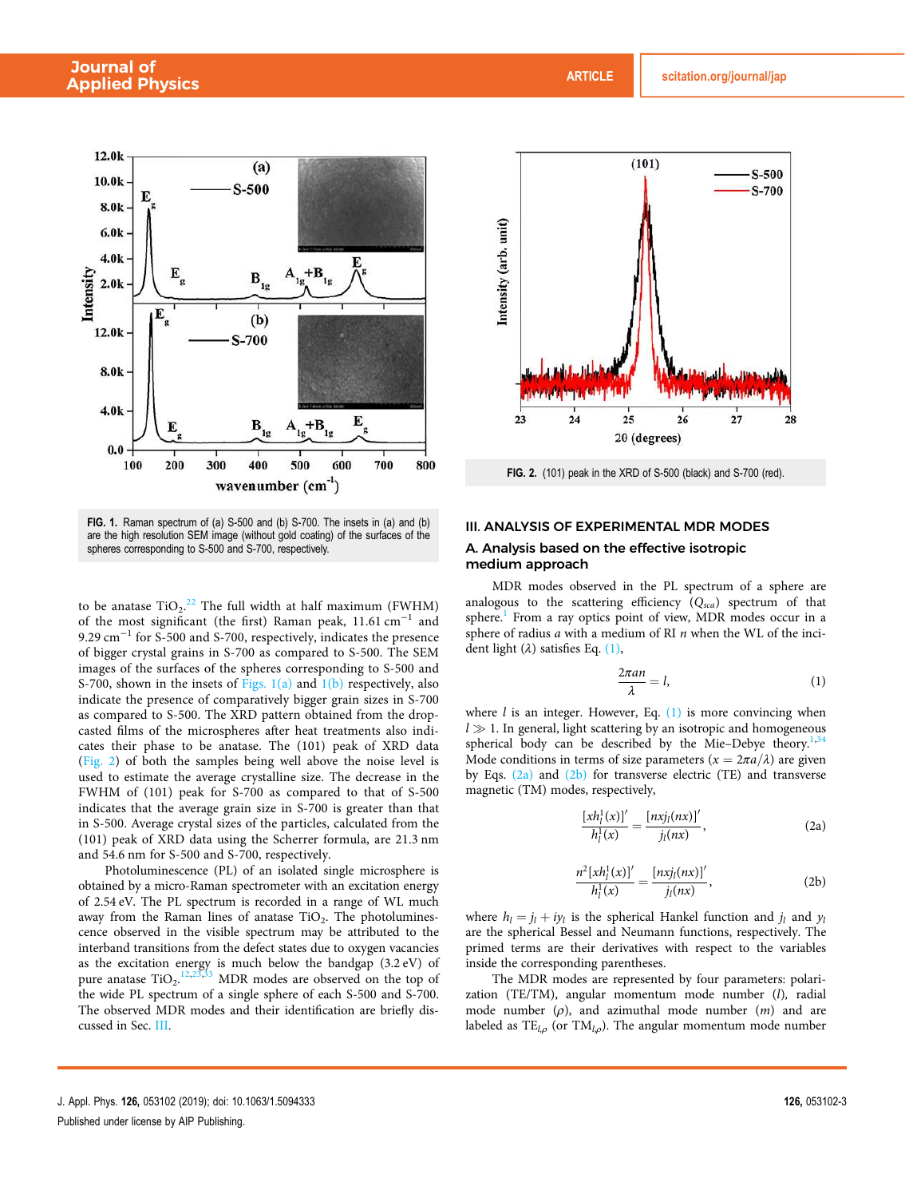FIG. 1. Raman spectrum of (a) S-500 and (b) S-700. The insets in (a) and (b) are the high resolution SEM image (without gold coating) of the surfaces of the spheres corresponding to S-500 and S-700, respectively.

FIG. 2. (101) peak in the XRD of S-500 (black) and S-700 (red).

to be anatase $TiO_2$.[22] The full width at half maximum (FWHM) of the most significant (the first) Raman peak, 11.61 $cm^{-1}$ and 9.29 $cm^{-1}$ for S-500 and S-700, respectively, indicates the presence of bigger crystal grains in S-700 as compared to S-500. The SEM images of the surfaces of the spheres corresponding to S-500 and S-700, shown in the insets of Figs. 1(a) and 1(b) respectively, also indicate the presence of comparatively bigger grain sizes in S-700 as compared to S-500. The XRD pattern obtained from the drop-casted films of the microspheres after heat treatments also indicates their phase to be anatase. The (101) peak of XRD data (Fig. 2) of both the samples being well above the noise level is used to estimate the average crystalline size. The decrease in the FWHM of (101) peak for S-700 as compared to that of S-500 indicates that the average grain size in S-700 is greater than that in S-500. Average crystal sizes of the particles, calculated from the (101) peak of XRD data using the Scherrer formula, are 21.3 nm and 54.6 nm for S-500 and S-700, respectively.

Photoluminescence (PL) of an isolated single microsphere is obtained by a micro-Raman spectrometer with an excitation energy of 2.54 eV. The PL spectrum is recorded in a range of WL much away from the Raman lines of anatase $TiO_2$. The photoluminescence observed in the visible spectrum may be attributed to the interband transitions from the defect states due to oxygen vacancies as the excitation energy is much below the bandgap (3.2 eV) of pure anatase $TiO_2$.[12,23,33] MDR modes are observed on the top of the wide PL spectrum of a single sphere of each S-500 and S-700. The observed MDR modes and their identification are briefly discussed in Sec. III.

## III. ANALYSIS OF EXPERIMENTAL MDR MODES

### A. Analysis based on the effective isotropic medium approach

MDR modes observed in the PL spectrum of a sphere are analogous to the scattering efficiency ($Q_{sca}$) spectrum of that sphere.[1] From a ray optics point of view, MDR modes occur in a sphere of radius $a$ with a medium of RI $n$ when the WL of the incident light ($\lambda$) satisfies Eq. (1),

$$\frac{2\pi a n}{\lambda} = l, \tag{1}$$

where $l$ is an integer. However, Eq. (1) is more convincing when $l \gg 1$. In general, light scattering by an isotropic and homogeneous spherical body can be described by the Mie–Debye theory.[1,34] Mode conditions in terms of size parameters ($x = 2\pi a/\lambda$) are given by Eqs. (2a) and (2b) for transverse electric (TE) and transverse magnetic (TM) modes, respectively,

$$\frac{[x h_l^1(x)]'}{h_l^1(x)} = \frac{[n x j_l(nx)]'}{j_l(nx)}, \tag{2a}$$

$$\frac{n^2 [x h_l^1(x)]'}{h_l^1(x)} = \frac{[n x j_l(nx)]'}{j_l(nx)}, \tag{2b}$$

where $h_l = j_l + i y_l$ is the spherical Hankel function and $j_l$ and $y_l$ are the spherical Bessel and Neumann functions, respectively. The primed terms are their derivatives with respect to the variables inside the corresponding parentheses.

The MDR modes are represented by four parameters: polarization (TE/TM), angular momentum mode number ($l$), radial mode number ($\rho$), and azimuthal mode number ($m$) and are labeled as $TE_{l,\rho}$ (or $TM_{l,\rho}$). The angular momentum mode number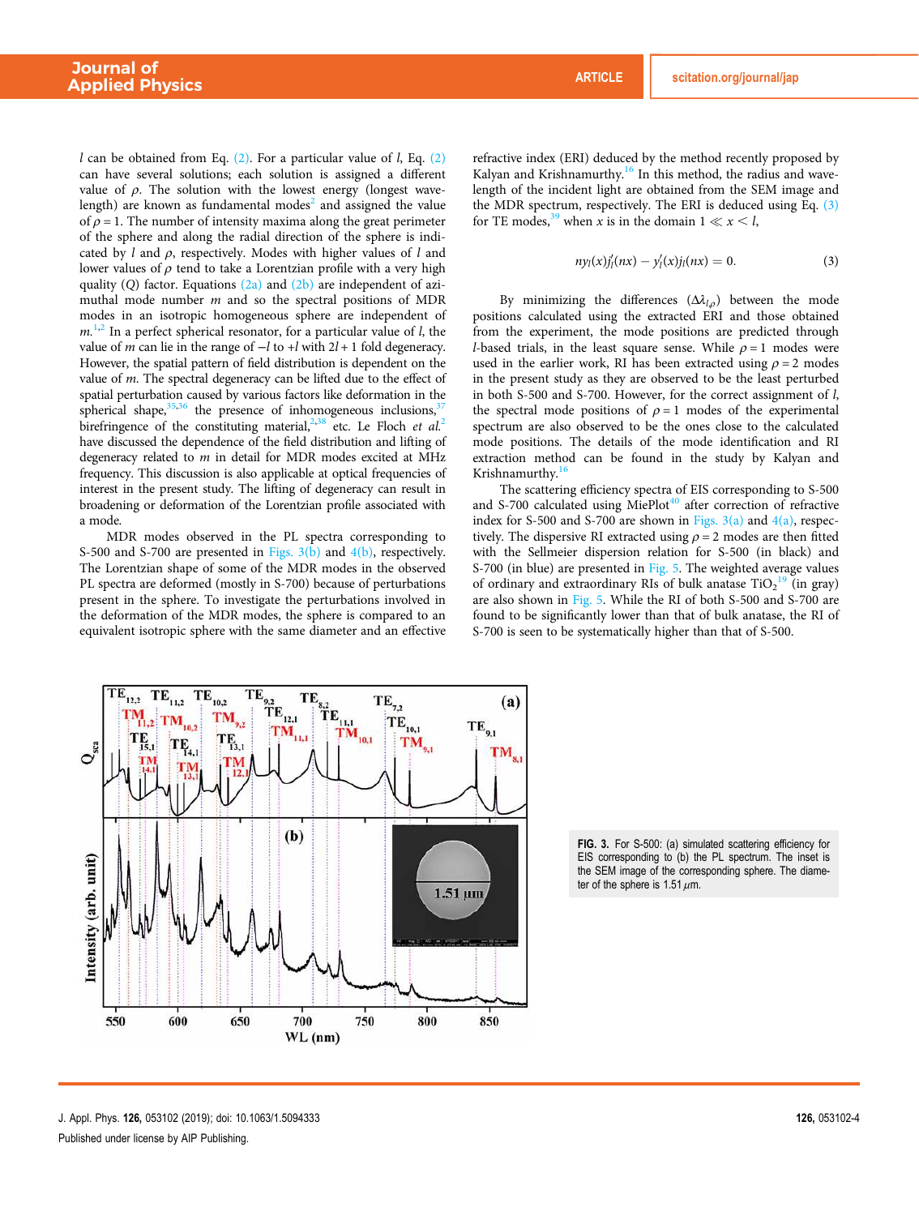$l$ can be obtained from Eq. (2). For a particular value of $l$, Eq. (2) can have several solutions; each solution is assigned a different value of $\rho$. The solution with the lowest energy (longest wavelength) are known as fundamental modes[2] and assigned the value of $\rho = 1$. The number of intensity maxima along the great perimeter of the sphere and along the radial direction of the sphere is indicated by $l$ and $\rho$, respectively. Modes with higher values of $l$ and lower values of $\rho$ tend to take a Lorentzian profile with a very high quality ($Q$) factor. Equations (2a) and (2b) are independent of azimuthal mode number $m$ and so the spectral positions of MDR modes in an isotropic homogeneous sphere are independent of $m$.[1,2] In a perfect spherical resonator, for a particular value of $l$, the value of $m$ can lie in the range of $-l$ to $+l$ with $2l + 1$ fold degeneracy. However, the spatial pattern of field distribution is dependent on the value of $m$. The spectral degeneracy can be lifted due to the effect of spatial perturbation caused by various factors like deformation in the spherical shape,[35,36] the presence of inhomogeneous inclusions,[37] birefringence of the constituting material,[2,38] etc. Le Floch *et al.*[2] have discussed the dependence of the field distribution and lifting of degeneracy related to $m$ in detail for MDR modes excited at MHz frequency. This discussion is also applicable at optical frequencies of interest in the present study. The lifting of degeneracy can result in broadening or deformation of the Lorentzian profile associated with a mode.

MDR modes observed in the PL spectra corresponding to S-500 and S-700 are presented in Figs. 3(b) and 4(b), respectively. The Lorentzian shape of some of the MDR modes in the observed PL spectra are deformed (mostly in S-700) because of perturbations present in the sphere. To investigate the perturbations involved in the deformation of the MDR modes, the sphere is compared to an equivalent isotropic sphere with the same diameter and an effective refractive index (ERI) deduced by the method recently proposed by Kalyan and Krishnamurthy.[16] In this method, the radius and wavelength of the incident light are obtained from the SEM image and the MDR spectrum, respectively. The ERI is deduced using Eq. (3) for TE modes,[39] when $x$ is in the domain $1 \ll x < l$,

$$n y_l(x) j_l'(nx) - y_l'(x) j_l(nx) = 0. \tag{3}$$

By minimizing the differences ($\Delta\lambda_{l,\rho}$) between the mode positions calculated using the extracted ERI and those obtained from the experiment, the mode positions are predicted through $l$-based trials, in the least square sense. While $\rho = 1$ modes were used in the earlier work, RI has been extracted using $\rho = 2$ modes in the present study as they are observed to be the least perturbed in both S-500 and S-700. However, for the correct assignment of $l$, the spectral mode positions of $\rho = 1$ modes of the experimental spectrum are also observed to be the ones close to the calculated mode positions. The details of the mode identification and RI extraction method can be found in the study by Kalyan and Krishnamurthy.[16]

The scattering efficiency spectra of EIS corresponding to S-500 and S-700 calculated using MiePlot[40] after correction of refractive index for S-500 and S-700 are shown in Figs. 3(a) and 4(a), respectively. The dispersive RI extracted using $\rho = 2$ modes are then fitted with the Sellmeier dispersion relation for S-500 (in black) and S-700 (in blue) are presented in Fig. 5. The weighted average values of ordinary and extraordinary RIs of bulk anatase $TiO_2$[19] (in gray) are also shown in Fig. 5. While the RI of both S-500 and S-700 are found to be significantly lower than that of bulk anatase, the RI of S-700 is seen to be systematically higher than that of S-500.

FIG. 3. For S-500: (a) simulated scattering efficiency for EIS corresponding to (b) the PL spectrum. The inset is the SEM image of the corresponding sphere. The diameter of the sphere is 1.51 $\mu$m.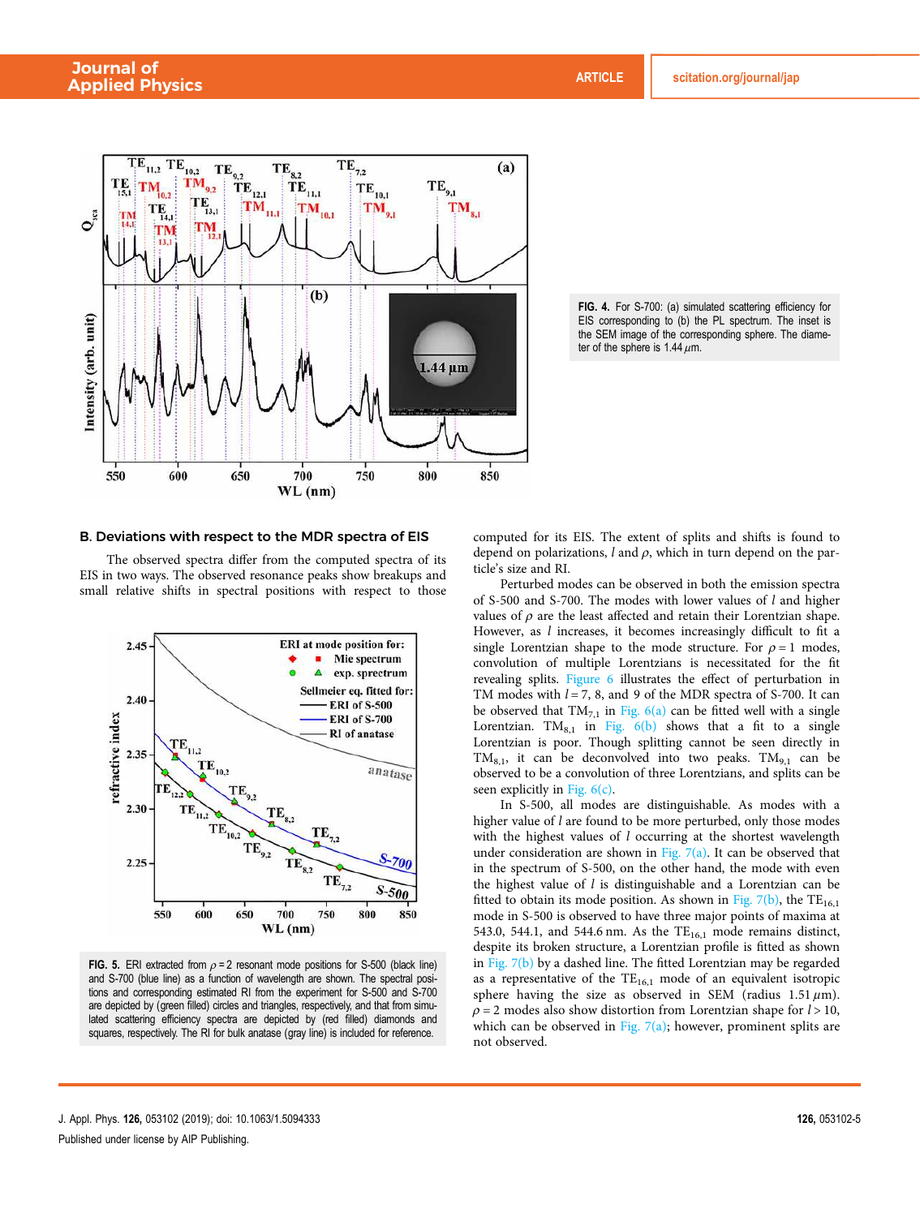FIG. 4. For S-700: (a) simulated scattering efficiency for EIS corresponding to (b) the PL spectrum. The inset is the SEM image of the corresponding sphere. The diameter of the sphere is 1.44 $\mu$m.

### B. Deviations with respect to the MDR spectra of EIS

The observed spectra differ from the computed spectra of its EIS in two ways. The observed resonance peaks show breakups and small relative shifts in spectral positions with respect to those computed for its EIS. The extent of splits and shifts is found to depend on polarizations, $l$ and $\rho$, which in turn depend on the particle's size and RI.

FIG. 5. ERI extracted from $\rho = 2$ resonant mode positions for S-500 (black line) and S-700 (blue line) as a function of wavelength are shown. The spectral positions and corresponding estimated RI from the experiment for S-500 and S-700 are depicted by (green filled) circles and triangles, respectively, and that from simulated scattering efficiency spectra are depicted by (red filled) diamonds and squares, respectively. The RI for bulk anatase (gray line) is included for reference.

Perturbed modes can be observed in both the emission spectra of S-500 and S-700. The modes with lower values of $l$ and higher values of $\rho$ are the least affected and retain their Lorentzian shape. However, as $l$ increases, it becomes increasingly difficult to fit a single Lorentzian shape to the mode structure. For $\rho = 1$ modes, convolution of multiple Lorentzians is necessitated for the fit revealing splits. Figure 6 illustrates the effect of perturbation in TM modes with $l = 7$, 8, and 9 of the MDR spectra of S-700. It can be observed that $TM_{7,1}$ in Fig. 6(a) can be fitted well with a single Lorentzian. $TM_{8,1}$ in Fig. 6(b) shows that a fit to a single Lorentzian is poor. Though splitting cannot be seen directly in $TM_{8,1}$, it can be deconvolved into two peaks. $TM_{9,1}$ can be observed to be a convolution of three Lorentzians, and splits can be seen explicitly in Fig. 6(c).

In S-500, all modes are distinguishable. As modes with a higher value of $l$ are found to be more perturbed, only those modes with the highest values of $l$ occurring at the shortest wavelength under consideration are shown in Fig. 7(a). It can be observed that in the spectrum of S-500, on the other hand, the mode with even the highest value of $l$ is distinguishable and a Lorentzian can be fitted to obtain its mode position. As shown in Fig. 7(b), the $TE_{16,1}$ mode in S-500 is observed to have three major points of maxima at 543.0, 544.1, and 544.6 nm. As the $TE_{16,1}$ mode remains distinct, despite its broken structure, a Lorentzian profile is fitted as shown in Fig. 7(b) by a dashed line. The fitted Lorentzian may be regarded as a representative of the $TE_{16,1}$ mode of an equivalent isotropic sphere having the size as observed in SEM (radius 1.51 $\mu$m). $\rho = 2$ modes also show distortion from Lorentzian shape for $l > 10$, which can be observed in Fig. 7(a); however, prominent splits are not observed.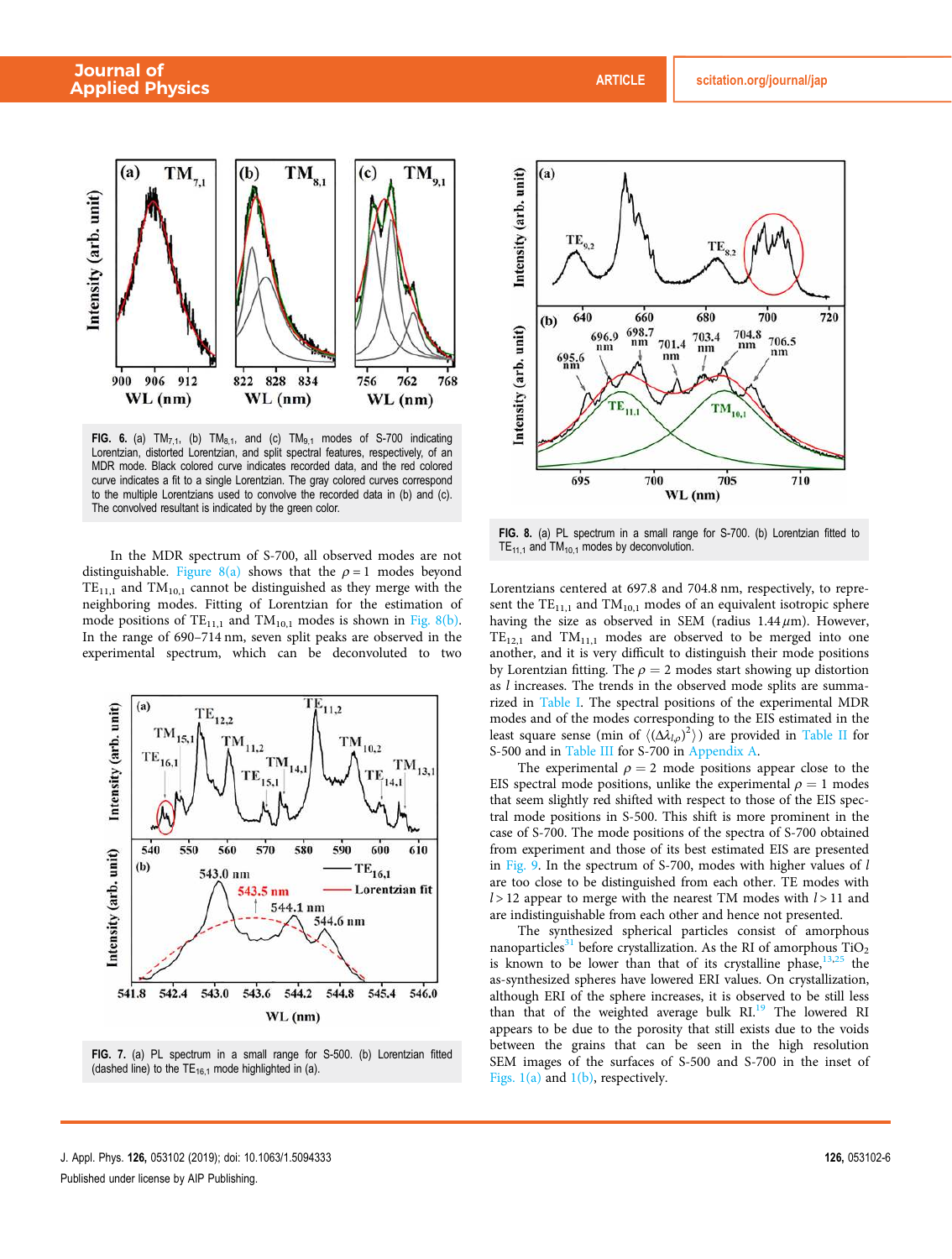FIG. 6. (a) $TM_{7,1}$, (b) $TM_{8,1}$, and (c) $TM_{9,1}$ modes of S-700 indicating Lorentzian, distorted Lorentzian, and split spectral features, respectively, of an MDR mode. Black colored curve indicates recorded data, and the red colored curve indicates a fit to a single Lorentzian. The gray colored curves correspond to the multiple Lorentzians used to convolve the recorded data in (b) and (c). The convolved resultant is indicated by the green color.

In the MDR spectrum of S-700, all observed modes are not distinguishable. Figure 8(a) shows that the $\rho = 1$ modes beyond $TE_{11,1}$ and $TM_{10,1}$ cannot be distinguished as they merge with the neighboring modes. Fitting of Lorentzian for the estimation of mode positions of $TE_{11,1}$ and $TM_{10,1}$ modes is shown in Fig. 8(b). In the range of 690–714 nm, seven split peaks are observed in the experimental spectrum, which can be deconvoluted to two Lorentzians centered at 697.8 and 704.8 nm, respectively, to represent the $TE_{11,1}$ and $TM_{10,1}$ modes of an equivalent isotropic sphere having the size as observed in SEM (radius 1.44 $\mu$m). However, $TE_{12,1}$ and $TM_{11,1}$ modes are observed to be merged into one another, and it is very difficult to distinguish their mode positions by Lorentzian fitting. The $\rho = 2$ modes start showing up distortion as $l$ increases. The trends in the observed mode splits are summarized in Table I. The spectral positions of the experimental MDR modes and of the modes corresponding to the EIS estimated in the least square sense (min of $\langle(\Delta\lambda_{l,\rho})^2\rangle$) are provided in Table II for S-500 and in Table III for S-700 in Appendix A.

FIG. 7. (a) PL spectrum in a small range for S-500. (b) Lorentzian fitted (dashed line) to the $TE_{16,1}$ mode highlighted in (a).

FIG. 8. (a) PL spectrum in a small range for S-700. (b) Lorentzian fitted to $TE_{11,1}$ and $TM_{10,1}$ modes by deconvolution.

The experimental $\rho = 2$ mode positions appear close to the EIS spectral mode positions, unlike the experimental $\rho = 1$ modes that seem slightly red shifted with respect to those of the EIS spectral mode positions in S-500. This shift is more prominent in the case of S-700. The mode positions of the spectra of S-700 obtained from experiment and those of its best estimated EIS are presented in Fig. 9. In the spectrum of S-700, modes with higher values of $l$ are too close to be distinguished from each other. TE modes with $l > 12$ appear to merge with the nearest TM modes with $l > 11$ and are indistinguishable from each other and hence not presented.

The synthesized spherical particles consist of amorphous nanoparticles[31] before crystallization. As the RI of amorphous $TiO_2$ is known to be lower than that of its crystalline phase,[13,25] the as-synthesized spheres have lowered ERI values. On crystallization, although ERI of the sphere increases, it is observed to be still less than that of the weighted average bulk RI.[19] The lowered RI appears to be due to the porosity that still exists due to the voids between the grains that can be seen in the high resolution SEM images of the surfaces of S-500 and S-700 in the inset of Figs. 1(a) and 1(b), respectively.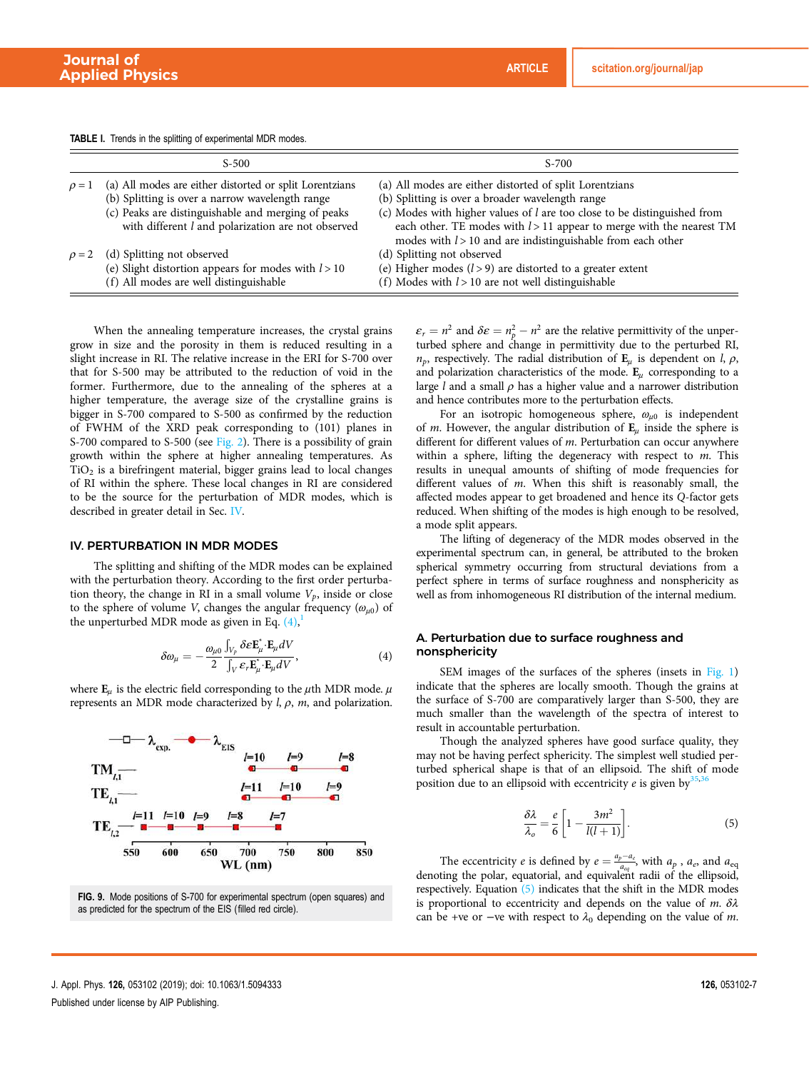TABLE I. Trends in the splitting of experimental MDR modes.

| | S-500 | S-700 |
|---|---|---|
| $\rho = 1$ | (a) All modes are either distorted or split Lorentzians | (a) All modes are either distorted of split Lorentzians |
| | (b) Splitting is over a narrow wavelength range | (b) Splitting is over a broader wavelength range |
| | (c) Peaks are distinguishable and merging of peaks with different *l* and polarization are not observed | (c) Modes with higher values of *l* are too close to be distinguished from each other. TE modes with $l > 11$ appear to merge with the nearest TM modes with $l > 10$ and are indistinguishable from each other |
| $\rho = 2$ | (d) Splitting not observed | (d) Splitting not observed |
| | (e) Slight distortion appears for modes with $l > 10$ | (e) Higher modes ($l > 9$) are distorted to a greater extent |
| | (f) All modes are well distinguishable | (f) Modes with $l > 10$ are not well distinguishable |

When the annealing temperature increases, the crystal grains grow in size and the porosity in them is reduced resulting in a slight increase in RI. The relative increase in the ERI for S-700 over that for S-500 may be attributed to the reduction of void in the former. Furthermore, due to the annealing of the spheres at a higher temperature, the average size of the crystalline grains is bigger in S-700 compared to S-500 as confirmed by the reduction of FWHM of the XRD peak corresponding to (101) planes in S-700 compared to S-500 (see Fig. 2). There is a possibility of grain growth within the sphere at higher annealing temperatures. As $TiO_2$ is a birefringent material, bigger grains lead to local changes of RI within the sphere. These local changes in RI are considered to be the source for the perturbation of MDR modes, which is described in greater detail in Sec. IV.

## IV. PERTURBATION IN MDR MODES

The splitting and shifting of the MDR modes can be explained with the perturbation theory. According to the first order perturbation theory, the change in RI in a small volume $V_p$, inside or close to the sphere of volume $V$, changes the angular frequency ($\omega_{\mu 0}$) of the unperturbed MDR mode as given in Eq. (4),[1]

$$\delta\omega_{\mu} = -\frac{\omega_{\mu 0}}{2}\frac{\int_{V_p}\delta\varepsilon\mathbf{E}_{\mu}^{*}\cdot\mathbf{E}_{\mu}dV}{\int_{V}\varepsilon_{r}\mathbf{E}_{\mu}^{*}\cdot\mathbf{E}_{\mu}dV}, \tag{4}$$

where $\mathbf{E}_{\mu}$ is the electric field corresponding to the $\mu$th MDR mode. $\mu$ represents an MDR mode characterized by $l$, $\rho$, $m$, and polarization.

FIG. 9. Mode positions of S-700 for experimental spectrum (open squares) and as predicted for the spectrum of the EIS (filled red circle).

$\varepsilon_r = n^2$ and $\delta\varepsilon = n_p^2 - n^2$ are the relative permittivity of the unperturbed sphere and change in permittivity due to the perturbed RI, $n_p$, respectively. The radial distribution of $\mathbf{E}_{\mu}$ is dependent on $l$, $\rho$, and polarization characteristics of the mode. $\mathbf{E}_{\mu}$ corresponding to a large $l$ and a small $\rho$ has a higher value and a narrower distribution and hence contributes more to the perturbation effects.

For an isotropic homogeneous sphere, $\omega_{\mu 0}$ is independent of $m$. However, the angular distribution of $\mathbf{E}_{\mu}$ inside the sphere is different for different values of $m$. Perturbation can occur anywhere within a sphere, lifting the degeneracy with respect to $m$. This results in unequal amounts of shifting of mode frequencies for different values of $m$. When this shift is reasonably small, the affected modes appear to get broadened and hence its $Q$-factor gets reduced. When shifting of the modes is high enough to be resolved, a mode split appears.

The lifting of degeneracy of the MDR modes observed in the experimental spectrum can, in general, be attributed to the broken spherical symmetry occurring from structural deviations from a perfect sphere in terms of surface roughness and nonsphericity as well as from inhomogeneous RI distribution of the internal medium.

### A. Perturbation due to surface roughness and nonsphericity

SEM images of the surfaces of the spheres (insets in Fig. 1) indicate that the spheres are locally smooth. Though the grains at the surface of S-700 are comparatively larger than S-500, they are much smaller than the wavelength of the spectra of interest to result in accountable perturbation.

Though the analyzed spheres have good surface quality, they may not be having perfect sphericity. The simplest well studied perturbed spherical shape is that of an ellipsoid. The shift of mode position due to an ellipsoid with eccentricity $e$ is given by[35,36]

$$\frac{\delta\lambda}{\lambda_o} = \frac{e}{6}\left[1 - \frac{3m^2}{l(l+1)}\right]. \tag{5}$$

The eccentricity $e$ is defined by $e = \frac{a_p - a_e}{a_{eq}}$, with $a_p$, $a_e$, and $a_{eq}$ denoting the polar, equatorial, and equivalent radii of the ellipsoid, respectively. Equation (5) indicates that the shift in the MDR modes is proportional to eccentricity and depends on the value of $m$. $\delta\lambda$ can be +ve or −ve with respect to $\lambda_0$ depending on the value of $m$.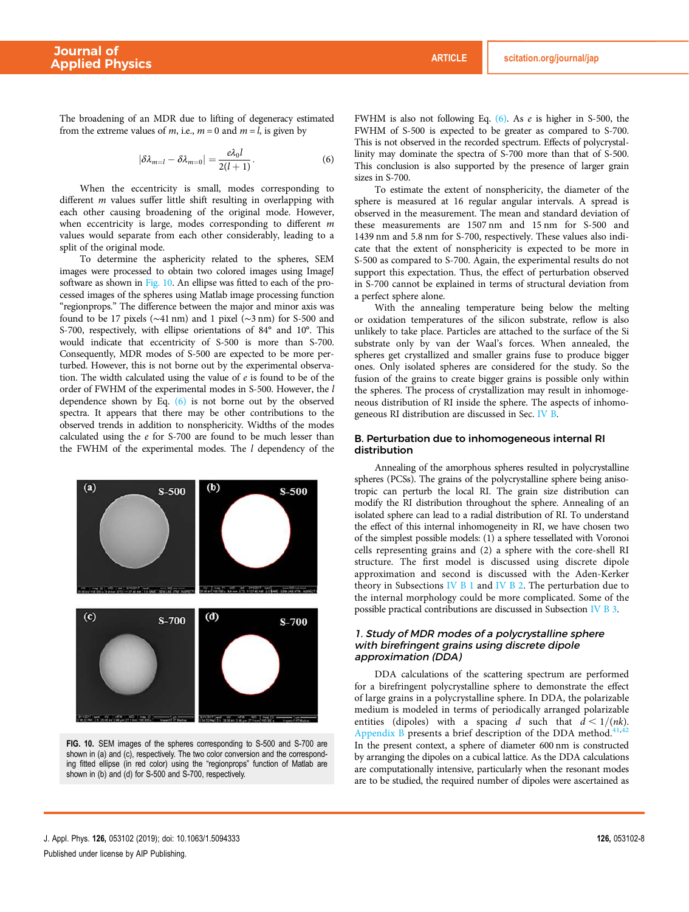The broadening of an MDR due to lifting of degeneracy estimated from the extreme values of $m$, i.e., $m = 0$ and $m = l$, is given by

$$|\delta\lambda_{m=l} - \delta\lambda_{m=0}| = \frac{e\lambda_0 l}{2(l+1)}. \tag{6}$$

When the eccentricity is small, modes corresponding to different $m$ values suffer little shift resulting in overlapping with each other causing broadening of the original mode. However, when eccentricity is large, modes corresponding to different $m$ values would separate from each other considerably, leading to a split of the original mode.

To determine the asphericity related to the spheres, SEM images were processed to obtain two colored images using ImageJ software as shown in Fig. 10. An ellipse was fitted to each of the processed images of the spheres using Matlab image processing function "regionprops." The difference between the major and minor axis was found to be 17 pixels (~41 nm) and 1 pixel (~3 nm) for S-500 and S-700, respectively, with ellipse orientations of 84° and 10°. This would indicate that eccentricity of S-500 is more than S-700. Consequently, MDR modes of S-500 are expected to be more perturbed. However, this is not borne out by the experimental observation. The width calculated using the value of $e$ is found to be of the order of FWHM of the experimental modes in S-500. However, the $l$ dependence shown by Eq. (6) is not borne out by the observed spectra. It appears that there may be other contributions to the observed trends in addition to nonsphericity. Widths of the modes calculated using the $e$ for S-700 are found to be much lesser than the FWHM of the experimental modes. The $l$ dependency of the FWHM is also not following Eq. (6). As $e$ is higher in S-500, the FWHM of S-500 is expected to be greater as compared to S-700. This is not observed in the recorded spectrum. Effects of polycrystallinity may dominate the spectra of S-700 more than that of S-500. This conclusion is also supported by the presence of larger grain sizes in S-700.

FIG. 10. SEM images of the spheres corresponding to S-500 and S-700 are shown in (a) and (c), respectively. The two color conversion and the corresponding fitted ellipse (in red color) using the "regionprops" function of Matlab are shown in (b) and (d) for S-500 and S-700, respectively.

To estimate the extent of nonsphericity, the diameter of the sphere is measured at 16 regular angular intervals. A spread is observed in the measurement. The mean and standard deviation of these measurements are 1507 nm and 15 nm for S-500 and 1439 nm and 5.8 nm for S-700, respectively. These values also indicate that the extent of nonsphericity is expected to be more in S-500 as compared to S-700. Again, the experimental results do not support this expectation. Thus, the effect of perturbation observed in S-700 cannot be explained in terms of structural deviation from a perfect sphere alone.

With the annealing temperature being below the melting or oxidation temperatures of the silicon substrate, reflow is also unlikely to take place. Particles are attached to the surface of the Si substrate only by van der Waal's forces. When annealed, the spheres get crystallized and smaller grains fuse to produce bigger ones. Only isolated spheres are considered for the study. So the fusion of the grains to create bigger grains is possible only within the spheres. The process of crystallization may result in inhomogeneous distribution of RI inside the sphere. The aspects of inhomogeneous RI distribution are discussed in Sec. IV B.

### B. Perturbation due to inhomogeneous internal RI distribution

Annealing of the amorphous spheres resulted in polycrystalline spheres (PCSs). The grains of the polycrystalline sphere being anisotropic can perturb the local RI. The grain size distribution can modify the RI distribution throughout the sphere. Annealing of an isolated sphere can lead to a radial distribution of RI. To understand the effect of this internal inhomogeneity in RI, we have chosen two of the simplest possible models: (1) a sphere tessellated with Voronoi cells representing grains and (2) a sphere with the core-shell RI structure. The first model is discussed using discrete dipole approximation and second is discussed with the Aden-Kerker theory in Subsections IV B 1 and IV B 2. The perturbation due to the internal morphology could be more complicated. Some of the possible practical contributions are discussed in Subsection IV B 3.

#### *1. Study of MDR modes of a polycrystalline sphere with birefringent grains using discrete dipole approximation (DDA)*

DDA calculations of the scattering spectrum are performed for a birefringent polycrystalline sphere to demonstrate the effect of large grains in a polycrystalline sphere. In DDA, the polarizable medium is modeled in terms of periodically arranged polarizable entities (dipoles) with a spacing $d$ such that $d < 1/(nk)$. Appendix B presents a brief description of the DDA method.[41,42] In the present context, a sphere of diameter 600 nm is constructed by arranging the dipoles on a cubical lattice. As the DDA calculations are computationally intensive, particularly when the resonant modes are to be studied, the required number of dipoles were ascertained as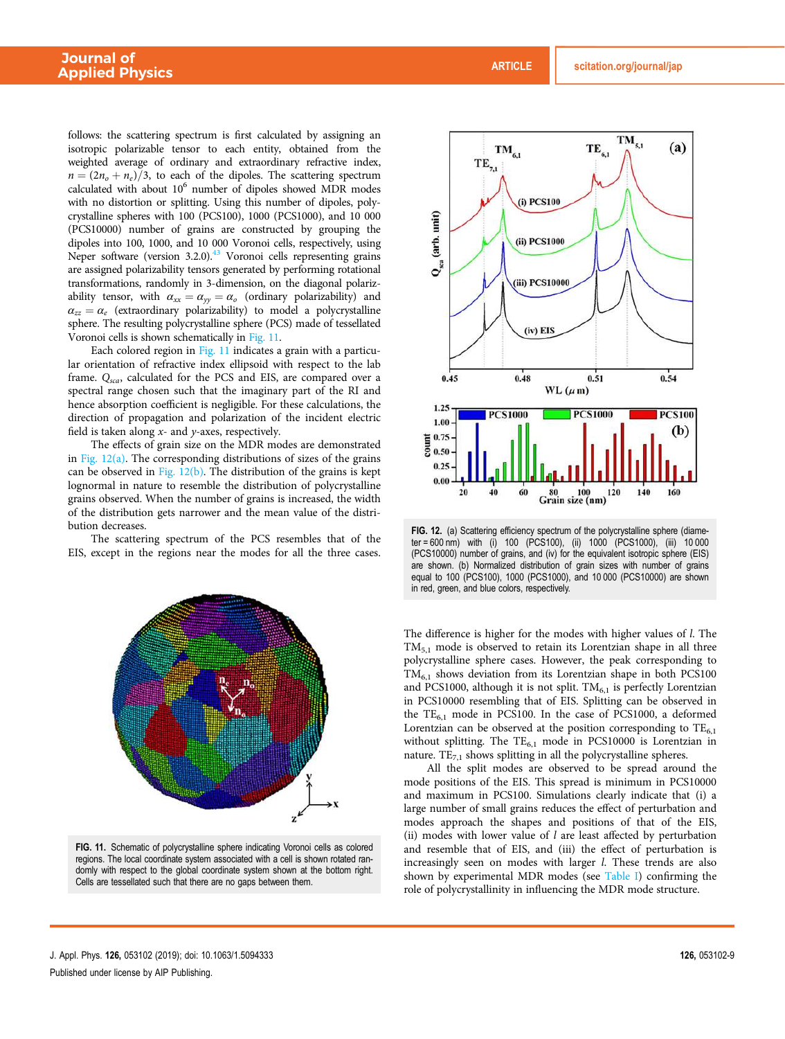follows: the scattering spectrum is first calculated by assigning an isotropic polarizable tensor to each entity, obtained from the weighted average of ordinary and extraordinary refractive index, $n = (2n_o + n_e)/3$, to each of the dipoles. The scattering spectrum calculated with about $10^6$ number of dipoles showed MDR modes with no distortion or splitting. Using this number of dipoles, polycrystalline spheres with 100 (PCS100), 1000 (PCS1000), and 10 000 (PCS10000) number of grains are constructed by grouping the dipoles into 100, 1000, and 10 000 Voronoi cells, respectively, using Neper software (version 3.2.0).[43] Voronoi cells representing grains are assigned polarizability tensors generated by performing rotational transformations, randomly in 3-dimension, on the diagonal polarizability tensor, with $\alpha_{xx} = \alpha_{yy} = \alpha_o$ (ordinary polarizability) and $\alpha_{zz} = \alpha_e$ (extraordinary polarizability) to model a polycrystalline sphere. The resulting polycrystalline sphere (PCS) made of tessellated Voronoi cells is shown schematically in Fig. 11.

Each colored region in Fig. 11 indicates a grain with a particular orientation of refractive index ellipsoid with respect to the lab frame. $Q_{sca}$, calculated for the PCS and EIS, are compared over a spectral range chosen such that the imaginary part of the RI and hence absorption coefficient is negligible. For these calculations, the direction of propagation and polarization of the incident electric field is taken along $x$- and $y$-axes, respectively.

The effects of grain size on the MDR modes are demonstrated in Fig. 12(a). The corresponding distributions of sizes of the grains can be observed in Fig. 12(b). The distribution of the grains is kept lognormal in nature to resemble the distribution of polycrystalline grains observed. When the number of grains is increased, the width of the distribution gets narrower and the mean value of the distribution decreases.

The scattering spectrum of the PCS resembles that of the EIS, except in the regions near the modes for all the three cases.

FIG. 11. Schematic of polycrystalline sphere indicating Voronoi cells as colored regions. The local coordinate system associated with a cell is shown rotated randomly with respect to the global coordinate system shown at the bottom right. Cells are tessellated such that there are no gaps between them.

FIG. 12. (a) Scattering efficiency spectrum of the polycrystalline sphere (diameter = 600 nm) with (i) 100 (PCS100), (ii) 1000 (PCS1000), (iii) 10 000 (PCS10000) number of grains, and (iv) for the equivalent isotropic sphere (EIS) are shown. (b) Normalized distribution of grain sizes with number of grains equal to 100 (PCS100), 1000 (PCS1000), and 10 000 (PCS10000) are shown in red, green, and blue colors, respectively.

The difference is higher for the modes with higher values of $l$. The $TM_{5,1}$ mode is observed to retain its Lorentzian shape in all three polycrystalline sphere cases. However, the peak corresponding to $TM_{6,1}$ shows deviation from its Lorentzian shape in both PCS100 and PCS1000, although it is not split. $TM_{6,1}$ is perfectly Lorentzian in PCS10000 resembling that of EIS. Splitting can be observed in the $TE_{6,1}$ mode in PCS100. In the case of PCS1000, a deformed Lorentzian can be observed at the position corresponding to $TE_{6,1}$ without splitting. The $TE_{6,1}$ mode in PCS10000 is Lorentzian in nature. $TE_{7,1}$ shows splitting in all the polycrystalline spheres.

All the split modes are observed to be spread around the mode positions of the EIS. This spread is minimum in PCS10000 and maximum in PCS100. Simulations clearly indicate that (i) a large number of small grains reduces the effect of perturbation and modes approach the shapes and positions of that of the EIS, (ii) modes with lower value of $l$ are least affected by perturbation and resemble that of EIS, and (iii) the effect of perturbation is increasingly seen on modes with larger $l$. These trends are also shown by experimental MDR modes (see Table I) confirming the role of polycrystallinity in influencing the MDR mode structure.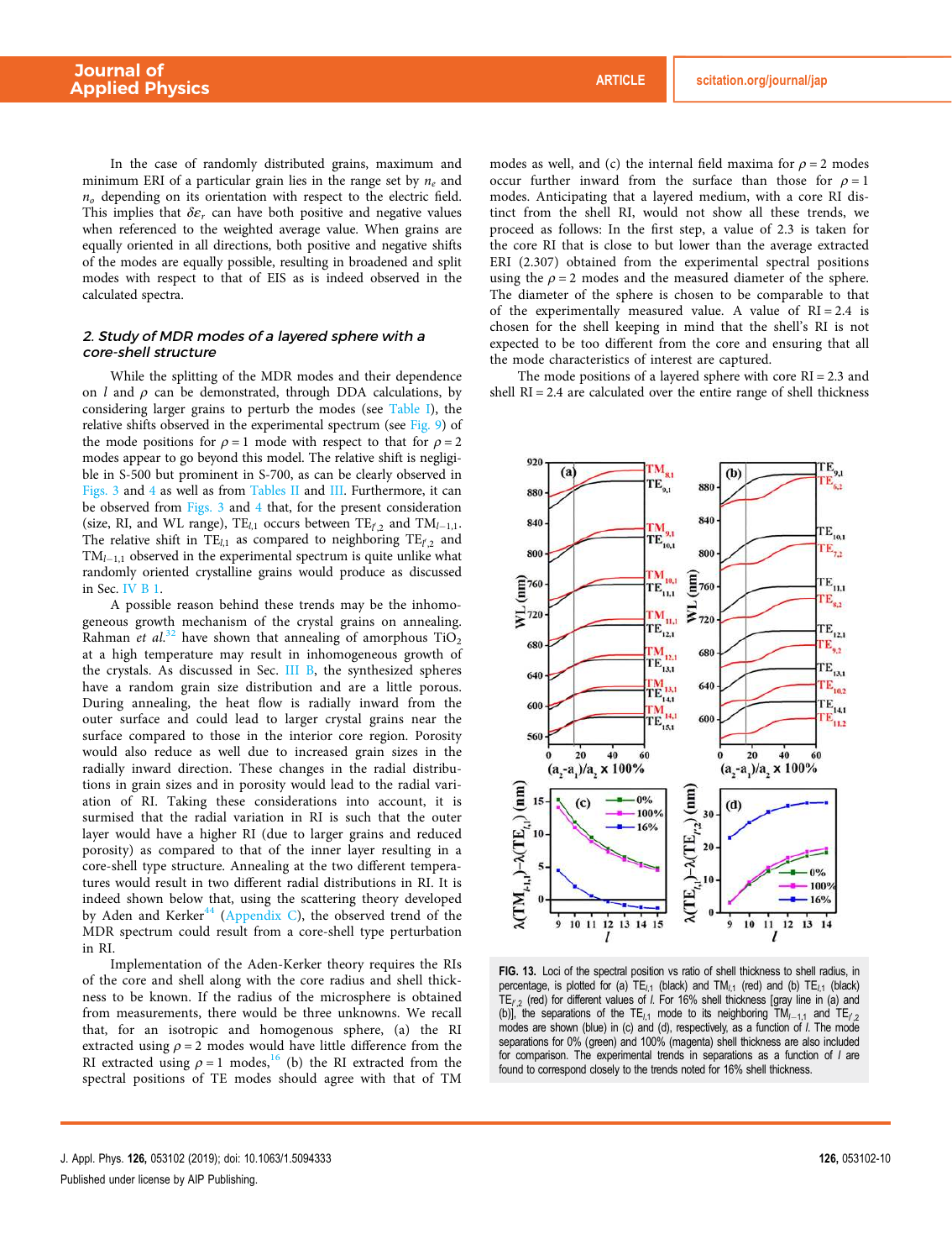In the case of randomly distributed grains, maximum and minimum ERI of a particular grain lies in the range set by $n_e$ and $n_o$ depending on its orientation with respect to the electric field. This implies that $\delta\varepsilon_r$ can have both positive and negative values when referenced to the weighted average value. When grains are equally oriented in all directions, both positive and negative shifts of the modes are equally possible, resulting in broadened and split modes with respect to that of EIS as is indeed observed in the calculated spectra.

### 2. Study of MDR modes of a layered sphere with a core-shell structure

While the splitting of the MDR modes and their dependence on $l$ and $\rho$ can be demonstrated, through DDA calculations, by considering larger grains to perturb the modes (see Table I), the relative shifts observed in the experimental spectrum (see Fig. 9) of the mode positions for $\rho = 1$ mode with respect to that for $\rho = 2$ modes appear to go beyond this model. The relative shift is negligible in S-500 but prominent in S-700, as can be clearly observed in Figs. 3 and 4 as well as from Tables II and III. Furthermore, it can be observed from Figs. 3 and 4 that, for the present consideration (size, RI, and WL range), $TE_{l,1}$ occurs between $TE_{l',2}$ and $TM_{l-1,1}$. The relative shift in $TE_{l,1}$ as compared to neighboring $TE_{l',2}$ and $TM_{l-1,1}$ observed in the experimental spectrum is quite unlike what randomly oriented crystalline grains would produce as discussed in Sec. IV B 1.

A possible reason behind these trends may be the inhomogeneous growth mechanism of the crystal grains on annealing. Rahman *et al.*[32] have shown that annealing of amorphous $TiO_2$ at a high temperature may result in inhomogeneous growth of the crystals. As discussed in Sec. III B, the synthesized spheres have a random grain size distribution and are a little porous. During annealing, the heat flow is radially inward from the outer surface and could lead to larger crystal grains near the surface compared to those in the interior core region. Porosity would also reduce as well due to increased grain sizes in the radially inward direction. These changes in the radial distributions in grain sizes and in porosity would lead to the radial variation of RI. Taking these considerations into account, it is surmised that the radial variation in RI is such that the outer layer would have a higher RI (due to larger grains and reduced porosity) as compared to that of the inner layer resulting in a core-shell type structure. Annealing at the two different temperatures would result in two different radial distributions in RI. It is indeed shown below that, using the scattering theory developed by Aden and Kerker[44] (Appendix C), the observed trend of the MDR spectrum could result from a core-shell type perturbation in RI.

Implementation of the Aden-Kerker theory requires the RIs of the core and shell along with the core radius and shell thickness to be known. If the radius of the microsphere is obtained from measurements, there would be three unknowns. We recall that, for an isotropic and homogeneous sphere, (a) the RI extracted using $\rho = 2$ modes would have little difference from the RI extracted using $\rho = 1$ modes,[16] (b) the RI extracted from the spectral positions of TE modes should agree with that of TM modes as well, and (c) the internal field maxima for $\rho = 2$ modes occur further inward from the surface than those for $\rho = 1$ modes. Anticipating that a layered medium, with a core RI distinct from the shell RI, would not show all these trends, we proceed as follows: In the first step, a value of 2.3 is taken for the core RI that is close to but lower than the average extracted ERI (2.307) obtained from the experimental spectral positions using the $\rho = 2$ modes and the measured diameter of the sphere. The diameter of the sphere is chosen to be comparable to that of the experimentally measured value. A value of RI = 2.4 is chosen for the shell keeping in mind that the shell's RI is not expected to be too different from the core and ensuring that all the mode characteristics of interest are captured.

The mode positions of a layered sphere with core RI = 2.3 and shell RI = 2.4 are calculated over the entire range of shell thickness

FIG. 13. Loci of the spectral position vs ratio of shell thickness to shell radius, in percentage, is plotted for (a) $TE_{l,1}$ (black) and $TM_{l,1}$ (red) and (b) $TE_{l,1}$ (black) $TE_{l',2}$ (red) for different values of $l$. For 16% shell thickness [gray line in (a) and (b)], the separations of the $TE_{l,1}$ mode to its neighboring $TM_{l-1,1}$ and $TE_{l',2}$ modes are shown (blue) in (c) and (d), respectively, as a function of $l$. The mode separations for 0% (green) and 100% (magenta) shell thickness are also included for comparison. The experimental trends in separations as a function of $l$ are found to correspond closely to the trends noted for 16% shell thickness.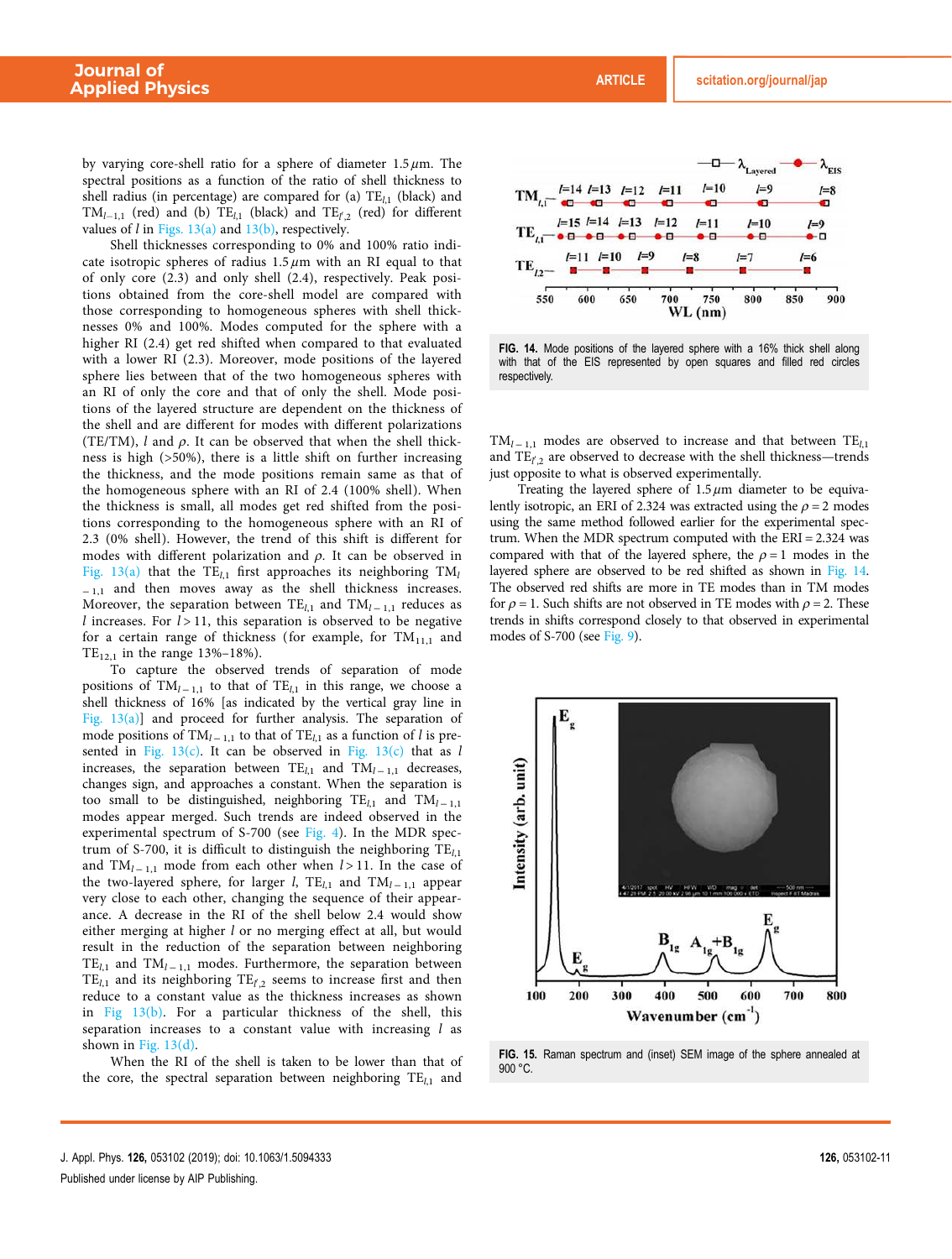by varying core-shell ratio for a sphere of diameter 1.5 $\mu$m. The spectral positions as a function of the ratio of shell thickness to shell radius (in percentage) are compared for (a) $TE_{l,1}$ (black) and $TM_{l-1,1}$ (red) and (b) $TE_{l,1}$ (black) and $TE_{l',2}$ (red) for different values of $l$ in Figs. 13(a) and 13(b), respectively.

Shell thicknesses corresponding to 0% and 100% ratio indicate isotropic spheres of radius 1.5 $\mu$m with an RI equal to that of only core (2.3) and only shell (2.4), respectively. Peak positions obtained from the core-shell model are compared with those corresponding to homogeneous spheres with shell thicknesses 0% and 100%. Modes computed for the sphere with a higher RI (2.4) get red shifted when compared to that evaluated with a lower RI (2.3). Moreover, mode positions of the layered sphere lies between that of the two homogeneous spheres with an RI of only the core and that of only the shell. Mode positions of the layered structure are dependent on the thickness of the shell and are different for modes with different polarizations (TE/TM), $l$ and $\rho$. It can be observed that when the shell thickness is high (>50%), there is a little shift on further increasing the thickness, and the mode positions remain same as that of the homogeneous sphere with an RI of 2.4 (100% shell). When the thickness is small, all modes get red shifted from the positions corresponding to the homogeneous sphere with an RI of 2.3 (0% shell). However, the trend of this shift is different for modes with different polarization and $\rho$. It can be observed in Fig. 13(a) that the $TE_{l,1}$ first approaches its neighboring $TM_{l-1,1}$ and then moves away as the shell thickness increases. Moreover, the separation between $TE_{l,1}$ and $TM_{l-1,1}$ reduces as $l$ increases. For $l > 11$, this separation is observed to be negative for a certain range of thickness (for example, for $TM_{11,1}$ and $TE_{12,1}$ in the range 13%–18%).

To capture the observed trends of separation of mode positions of $TM_{l-1,1}$ to that of $TE_{l,1}$ in this range, we choose a shell thickness of 16% [as indicated by the vertical gray line in Fig. 13(a)] and proceed for further analysis. The separation of mode positions of $TM_{l-1,1}$ to that of $TE_{l,1}$ as a function of $l$ is presented in Fig. 13(c). It can be observed in Fig. 13(c) that as $l$ increases, the separation between $TE_{l,1}$ and $TM_{l-1,1}$ decreases, changes sign, and approaches a constant. When the separation is too small to be distinguished, neighboring $TE_{l,1}$ and $TM_{l-1,1}$ modes appear merged. Such trends are indeed observed in the experimental spectrum of S-700 (see Fig. 4). In the MDR spectrum of S-700, it is difficult to distinguish the neighboring $TE_{l,1}$ and $TM_{l-1,1}$ mode from each other when $l > 11$. In the case of the two-layered sphere, for larger $l$, $TE_{l,1}$ and $TM_{l-1,1}$ appear very close to each other, changing the sequence of their appearance. A decrease in the RI of the shell below 2.4 would show either merging at higher $l$ or no merging effect at all, but would result in the reduction of the separation between neighboring $TE_{l,1}$ and $TM_{l-1,1}$ modes. Furthermore, the separation between $TE_{l,1}$ and its neighboring $TE_{l',2}$ seems to increase first and then reduce to a constant value as the thickness increases as shown in Fig 13(b). For a particular thickness of the shell, this separation increases to a constant value with increasing $l$ as shown in Fig. 13(d).

When the RI of the shell is taken to be lower than that of the core, the spectral separation between neighboring $TE_{l,1}$ and $TM_{l-1,1}$ modes are observed to increase and that between $TE_{l,1}$ and $TE_{l',2}$ are observed to decrease with the shell thickness—trends just opposite to what is observed experimentally.

Treating the layered sphere of 1.5 $\mu$m diameter to be equivalently isotropic, an ERI of 2.324 was extracted using the $\rho = 2$ modes using the same method followed earlier for the experimental spectrum. When the MDR spectrum computed with the ERI = 2.324 was compared with that of the layered sphere, the $\rho = 1$ modes in the layered sphere are observed to be red shifted as shown in Fig. 14. The observed red shifts are more in TE modes than in TM modes for $\rho = 1$. Such shifts are not observed in TE modes with $\rho = 2$. These trends in shifts correspond closely to that observed in experimental modes of S-700 (see Fig. 9).

FIG. 14. Mode positions of the layered sphere with a 16% thick shell along with that of the EIS represented by open squares and filled red circles respectively.

FIG. 15. Raman spectrum and (inset) SEM image of the sphere annealed at 900 °C.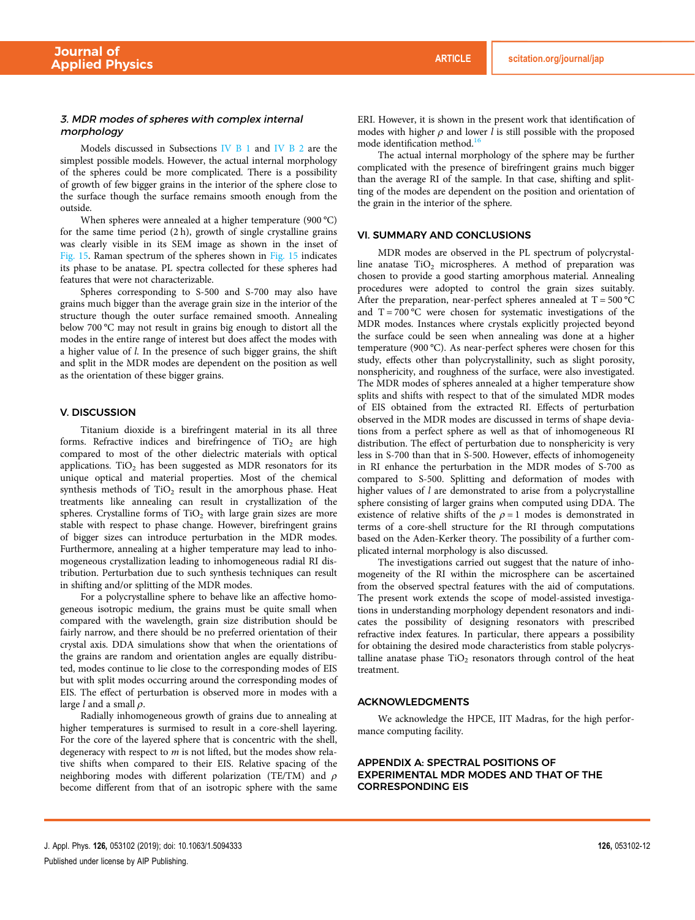### 3. MDR modes of spheres with complex internal morphology

Models discussed in Subsections IV B 1 and IV B 2 are the simplest possible models. However, the actual internal morphology of the spheres could be more complicated. There is a possibility of growth of few bigger grains in the interior of the sphere close to the surface though the surface remains smooth enough from the outside.

When spheres were annealed at a higher temperature (900 °C) for the same time period (2 h), growth of single crystalline grains was clearly visible in its SEM image as shown in the inset of Fig. 15. Raman spectrum of the spheres shown in Fig. 15 indicates its phase to be anatase. PL spectra collected for these spheres had features that were not characterizable.

Spheres corresponding to S-500 and S-700 may also have grains much bigger than the average grain size in the interior of the structure though the outer surface remained smooth. Annealing below 700 °C may not result in grains big enough to distort all the modes in the entire range of interest but does affect the modes with a higher value of $l$. In the presence of such bigger grains, the shift and split in the MDR modes are dependent on the position as well as the orientation of these bigger grains.

## V. DISCUSSION

Titanium dioxide is a birefringent material in its all three forms. Refractive indices and birefringence of $TiO_2$ are high compared to most of the other dielectric materials with optical applications. $TiO_2$ has been suggested as MDR resonators for its unique optical and material properties. Most of the chemical synthesis methods of $TiO_2$ result in the amorphous phase. Heat treatments like annealing can result in crystallization of the spheres. Crystalline forms of $TiO_2$ with large grain sizes are more stable with respect to phase change. However, birefringent grains of bigger sizes can introduce perturbation in the MDR modes. Furthermore, annealing at a higher temperature may lead to inhomogeneous crystallization leading to inhomogeneous radial RI distribution. Perturbation due to such synthesis techniques can result in shifting and/or splitting of the MDR modes.

For a polycrystalline sphere to behave like an affective homogeneous isotropic medium, the grains must be quite small when compared with the wavelength, grain size distribution should be fairly narrow, and there should be no preferred orientation of their crystal axis. DDA simulations show that when the orientations of the grains are random and orientation angles are equally distributed, modes continue to lie close to the corresponding modes of EIS but with split modes occurring around the corresponding modes of EIS. The effect of perturbation is observed more in modes with a large $l$ and a small $\rho$.

Radially inhomogeneous growth of grains due to annealing at higher temperatures is surmised to result in a core-shell layering. For the core of the layered sphere that is concentric with the shell, degeneracy with respect to $m$ is not lifted, but the modes show relative shifts when compared to their EIS. Relative spacing of the neighboring modes with different polarization (TE/TM) and $\rho$ become different from that of an isotropic sphere with the same ERI. However, it is shown in the present work that identification of modes with higher $\rho$ and lower $l$ is still possible with the proposed mode identification method.[16]

The actual internal morphology of the sphere may be further complicated with the presence of birefringent grains much bigger than the average RI of the sample. In that case, shifting and splitting of the modes are dependent on the position and orientation of the grain in the interior of the sphere.

## VI. SUMMARY AND CONCLUSIONS

MDR modes are observed in the PL spectrum of polycrystalline anatase $TiO_2$ microspheres. A method of preparation was chosen to provide a good starting amorphous material. Annealing procedures were adopted to control the grain sizes suitably. After the preparation, near-perfect spheres annealed at T = 500 °C and T = 700 °C were chosen for systematic investigations of the MDR modes. Instances where crystals explicitly projected beyond the surface could be seen when annealing was done at a higher temperature (900 °C). As near-perfect spheres were chosen for this study, effects other than polycrystallinity, such as slight porosity, nonsphericity, and roughness of the surface, were also investigated. The MDR modes of spheres annealed at a higher temperature show splits and shifts with respect to that of the simulated MDR modes of EIS obtained from the extracted RI. Effects of perturbation observed in the MDR modes are discussed in terms of shape deviations from a perfect sphere as well as that of inhomogeneous RI distribution. The effect of perturbation due to nonsphericity is very less in S-700 than that in S-500. However, effects of inhomogeneity in RI enhance the perturbation in the MDR modes of S-700 as compared to S-500. Splitting and deformation of modes with higher values of $l$ are demonstrated to arise from a polycrystalline sphere consisting of larger grains when computed using DDA. The existence of relative shifts of the $\rho = 1$ modes is demonstrated in terms of a core-shell structure for the RI through computations based on the Aden-Kerker theory. The possibility of a further complicated internal morphology is also discussed.

The investigations carried out suggest that the nature of inhomogeneity of the RI within the microsphere can be ascertained from the observed spectral features with the aid of computations. The present work extends the scope of model-assisted investigations in understanding morphology dependent resonators and indicates the possibility of designing resonators with prescribed refractive index features. In particular, there appears a possibility for obtaining the desired mode characteristics from stable polycrystalline anatase phase $TiO_2$ resonators through control of the heat treatment.

## ACKNOWLEDGMENTS

We acknowledge the HPCE, IIT Madras, for the high performance computing facility.

## APPENDIX A: SPECTRAL POSITIONS OF EXPERIMENTAL MDR MODES AND THAT OF THE CORRESPONDING EIS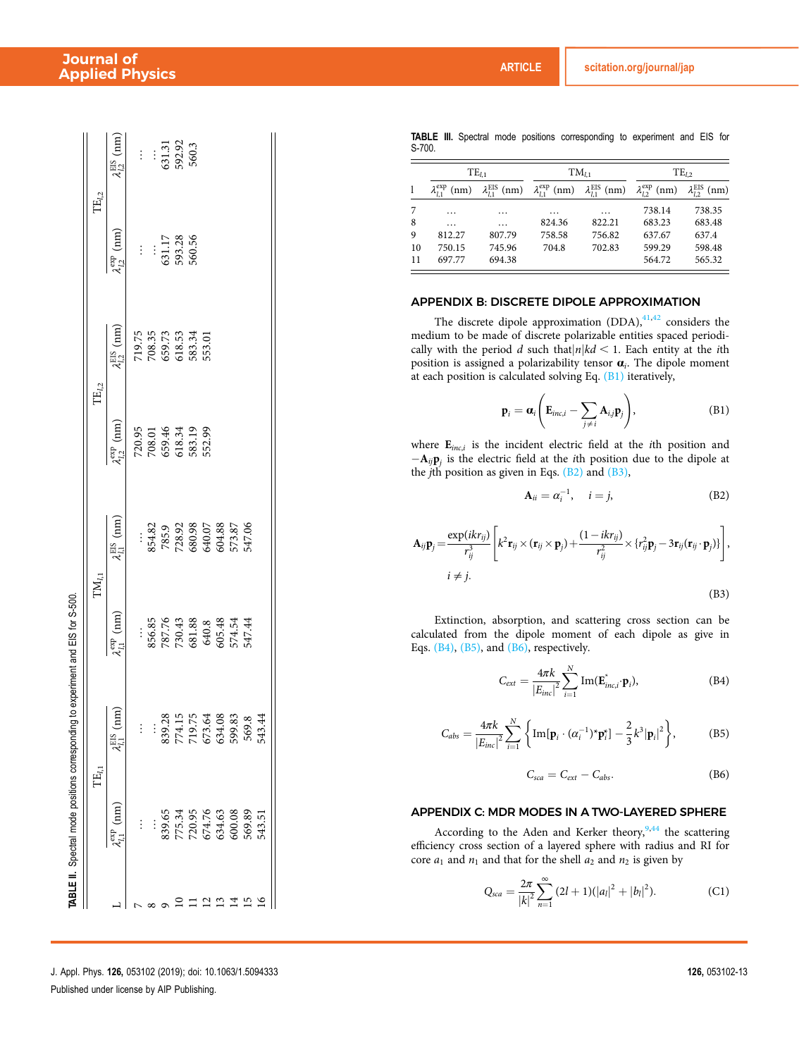TABLE II. Spectral mode positions corresponding to experiment and EIS for S-500.

| | $TE_{l,1}$ | | $TM_{l,1}$ | | $TE_{l,2}$ | | $TE_{l,2}$ | |
|---|---|---|---|---|---|---|---|---|
| L | $\lambda_{l,1}^{exp}$ (nm) | $\lambda_{l,1}^{EIS}$ (nm) | $\lambda_{l,1}^{exp}$ (nm) | $\lambda_{l,1}^{EIS}$ (nm) | $\lambda_{l,2}^{exp}$ (nm) | $\lambda_{l,2}^{EIS}$ (nm) | $\lambda_{l,2}^{exp}$ (nm) | $\lambda_{l,2}^{EIS}$ (nm) |
| 7 | … | … | … | … | 720.95 | 719.75 | … | … |
| 8 | … | … | 856.85 | 854.82 | 708.01 | 708.35 | … | … |
| 9 | 839.65 | 839.28 | 787.76 | 785.9 | 659.46 | 659.73 | 631.17 | 631.31 |
| 10 | 775.34 | 774.15 | 730.43 | 728.92 | 618.34 | 618.53 | 593.28 | 592.92 |
| 11 | 720.95 | 719.75 | 681.88 | 680.98 | 583.19 | 583.34 | 560.56 | 560.3 |
| 12 | 674.76 | 673.64 | 640.8 | 640.07 | 552.99 | 553.01 | | |
| 13 | 634.63 | 634.08 | 605.48 | 604.88 | | | | |
| 14 | 600.08 | 599.83 | 574.54 | 573.87 | | | | |
| 15 | 569.89 | 569.8 | 547.44 | 547.06 | | | | |
| 16 | 543.51 | 543.44 | | | | | | |

TABLE III. Spectral mode positions corresponding to experiment and EIS for S-700.

| | $TE_{l,1}$ | | $TM_{l,1}$ | | $TE_{l,2}$ | |
|---|---|---|---|---|---|---|
| l | $\lambda_{l,1}^{exp}$ (nm) | $\lambda_{l,1}^{EIS}$ (nm) | $\lambda_{l,1}^{exp}$ (nm) | $\lambda_{l,1}^{EIS}$ (nm) | $\lambda_{l,2}^{exp}$ (nm) | $\lambda_{l,2}^{EIS}$ (nm) |
| 7 | … | … | … | … | 738.14 | 738.35 |
| 8 | … | … | 824.36 | 822.21 | 683.23 | 683.48 |
| 9 | 812.27 | 807.79 | 758.58 | 756.82 | 637.67 | 637.4 |
| 10 | 750.15 | 745.96 | 704.8 | 702.83 | 599.29 | 598.48 |
| 11 | 697.77 | 694.38 | | | 564.72 | 565.32 |

## APPENDIX B: DISCRETE DIPOLE APPROXIMATION

The discrete dipole approximation (DDA),[41,42] considers the medium to be made of discrete polarizable entities spaced periodically with the period $d$ such that$|n|kd < 1$. Each entity at the $i$th position is assigned a polarizability tensor $\boldsymbol{\alpha}_i$. The dipole moment at each position is calculated solving Eq. (B1) iteratively,

$$\mathbf{p}_i = \boldsymbol{\alpha}_i\left(\mathbf{E}_{inc,i} - \sum_{j\neq i}\mathbf{A}_{ij}\mathbf{p}_j\right), \tag{B1}$$

where $\mathbf{E}_{inc,i}$ is the incident electric field at the $i$th position and $-\mathbf{A}_{ij}\mathbf{p}_j$ is the electric field at the $i$th position due to the dipole at the $j$th position as given in Eqs. (B2) and (B3),

$$\mathbf{A}_{ii} = \alpha_i^{-1}, \quad i = j, \tag{B2}$$

$$\mathbf{A}_{ij}\mathbf{p}_j = \frac{\exp(ikr_{ij})}{r_{ij}^3}\left[k^2\mathbf{r}_{ij}\times(\mathbf{r}_{ij}\times\mathbf{p}_j) + \frac{(1-ikr_{ij})}{r_{ij}^2}\times\{r_{ij}^2\mathbf{p}_j - 3\mathbf{r}_{ij}(\mathbf{r}_{ij}\cdot\mathbf{p}_j)\}\right], \quad i\neq j. \tag{B3}$$

Extinction, absorption, and scattering cross section can be calculated from the dipole moment of each dipole as give in Eqs. (B4), (B5), and (B6), respectively.

$$C_{ext} = \frac{4\pi k}{|E_{inc}|^2}\sum_{i=1}^{N}\mathrm{Im}(\mathbf{E}_{inc,i}^{*}\cdot\mathbf{p}_i), \tag{B4}$$

$$C_{abs} = \frac{4\pi k}{|E_{inc}|^2}\sum_{i=1}^{N}\left\{\mathrm{Im}[\mathbf{p}_i\cdot(\alpha_i^{-1})^{*}\mathbf{p}_i^{*}] - \frac{2}{3}k^3|\mathbf{p}_i|^2\right\}, \tag{B5}$$

$$C_{sca} = C_{ext} - C_{abs}. \tag{B6}$$

## APPENDIX C: MDR MODES IN A TWO-LAYERED SPHERE

According to the Aden and Kerker theory,[9,44] the scattering efficiency cross section of a layered sphere with radius and RI for core $a_1$ and $n_1$ and that for the shell $a_2$ and $n_2$ is given by

$$Q_{sca} = \frac{2\pi}{|k|^2}\sum_{n=1}^{\infty}(2l+1)(|a_l|^2 + |b_l|^2). \tag{C1}$$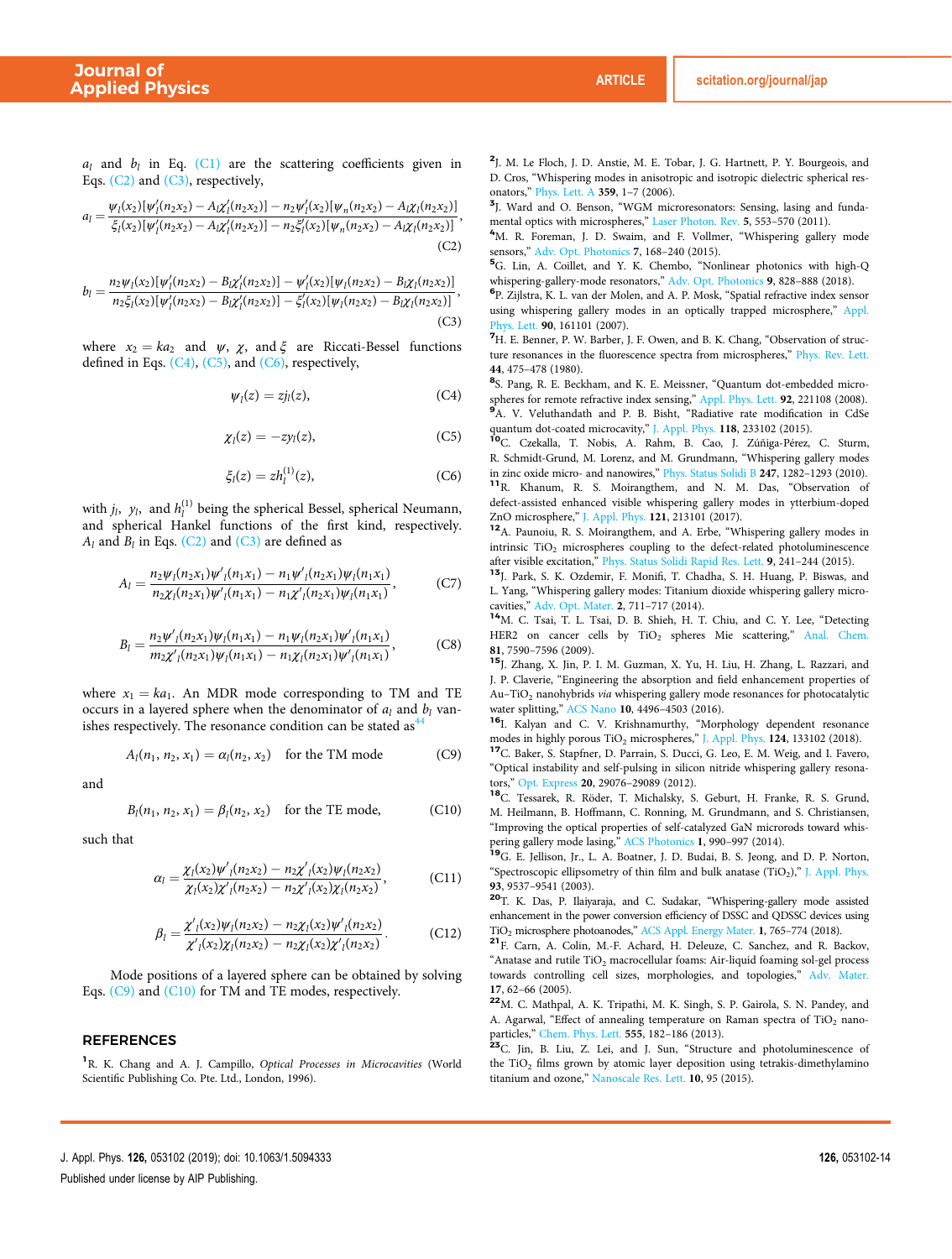$a_l$ and $b_l$ in Eq. (C1) are the scattering coefficients given in Eqs. (C2) and (C3), respectively,

$$a_l = \frac{\psi_l(x_2)[\psi_l'(n_2x_2) - A_l\chi_l'(n_2x_2)] - n_2\psi_l'(x_2)[\psi_n(n_2x_2) - A_l\chi_l(n_2x_2)]}{\xi_l(x_2)[\psi_l'(n_2x_2) - A_l\chi_l'(n_2x_2)] - n_2\xi_l'(x_2)[\psi_n(n_2x_2) - A_l\chi_l(n_2x_2)]}, \tag{C2}$$

$$b_l = \frac{n_2\psi_l(x_2)[\psi_l'(n_2x_2) - B_l\chi_l'(n_2x_2)] - \psi_l'(x_2)[\psi_l(n_2x_2) - B_l\chi_l(n_2x_2)]}{n_2\xi_l(x_2)[\psi_l'(n_2x_2) - B_l\chi_l'(n_2x_2)] - \xi_l'(x_2)[\psi_l(n_2x_2) - B_l\chi_l(n_2x_2)]}, \tag{C3}$$

where $x_2 = ka_2$ and $\psi$, $\chi$, and $\xi$ are Riccati-Bessel functions defined in Eqs. (C4), (C5), and (C6), respectively,

$$\psi_l(z) = zj_l(z), \tag{C4}$$

$$\chi_l(z) = -zy_l(z), \tag{C5}$$

$$\xi_l(z) = zh_l^{(1)}(z), \tag{C6}$$

with $j_l$, $y_l$, and $h_l^{(1)}$ being the spherical Bessel, spherical Neumann, and spherical Hankel functions of the first kind, respectively. $A_l$ and $B_l$ in Eqs. (C2) and (C3) are defined as

$$A_l = \frac{n_2\psi_l(n_2x_1)\psi'_l(n_1x_1) - n_1\psi'_l(n_2x_1)\psi_l(n_1x_1)}{n_2\chi_l(n_2x_1)\psi'_l(n_1x_1) - n_1\chi'_l(n_2x_1)\psi_l(n_1x_1)}, \tag{C7}$$

$$B_l = \frac{n_2\psi'_l(n_2x_1)\psi_l(n_1x_1) - n_1\psi_l(n_2x_1)\psi'_l(n_1x_1)}{m_2\chi'_l(n_2x_1)\psi_l(n_1x_1) - n_1\chi_l(n_2x_1)\psi'_l(n_1x_1)}, \tag{C8}$$

where $x_1 = ka_1$. An MDR mode corresponding to TM and TE occurs in a layered sphere when the denominator of $a_l$ and $b_l$ vanishes respectively. The resonance condition can be stated as[44]

$$A_l(n_1, n_2, x_1) = \alpha_l(n_2, x_2) \quad \text{for the TM mode} \tag{C9}$$

and

$$B_l(n_1, n_2, x_1) = \beta_l(n_2, x_2) \quad \text{for the TE mode,} \tag{C10}$$

such that

$$\alpha_l = \frac{\chi_l(x_2)\psi'_l(n_2x_2) - n_2\chi'_l(x_2)\psi_l(n_2x_2)}{\chi_l(x_2)\chi'_l(n_2x_2) - n_2\chi'_l(x_2)\chi_l(n_2x_2)}, \tag{C11}$$

$$\beta_l = \frac{\chi'_l(x_2)\psi_l(n_2x_2) - n_2\chi_l(x_2)\psi'_l(n_2x_2)}{\chi'_l(x_2)\chi_l(n_2x_2) - n_2\chi_l(x_2)\chi'_l(n_2x_2)}. \tag{C12}$$

Mode positions of a layered sphere can be obtained by solving Eqs. (C9) and (C10) for TM and TE modes, respectively.

## REFERENCES

[1] R. K. Chang and A. J. Campillo, *Optical Processes in Microcavities* (World Scientific Publishing Co. Pte. Ltd., London, 1996).

[2] J. M. Le Floch, J. D. Anstie, M. E. Tobar, J. G. Hartnett, P. Y. Bourgeois, and D. Cros, "Whispering modes in anisotropic and isotropic dielectric spherical resonators," Phys. Lett. A **359**, 1–7 (2006).

[3] J. Ward and O. Benson, "WGM microresonators: Sensing, lasing and fundamental optics with microspheres," Laser Photon. Rev. **5**, 553–570 (2011).

[4] M. R. Foreman, J. D. Swaim, and F. Vollmer, "Whispering gallery mode sensors," Adv. Opt. Photonics **7**, 168–240 (2015).

[5] G. Lin, A. Coillet, and Y. K. Chembo, "Nonlinear photonics with high-Q whispering-gallery-mode resonators," Adv. Opt. Photonics **9**, 828–888 (2018).

[6] P. Zijlstra, K. L. van der Molen, and A. P. Mosk, "Spatial refractive index sensor using whispering gallery modes in an optically trapped microsphere," Appl. Phys. Lett. **90**, 161101 (2007).

[7] H. E. Benner, P. W. Barber, J. F. Owen, and B. K. Chang, "Observation of structure resonances in the fluorescence spectra from microspheres," Phys. Rev. Lett. **44**, 475–478 (1980).

[8] S. Pang, R. E. Beckham, and K. E. Meissner, "Quantum dot-embedded microspheres for remote refractive index sensing," Appl. Phys. Lett. **92**, 221108 (2008).

[9] A. V. Veluthandath and P. B. Bisht, "Radiative rate modification in CdSe quantum dot-coated microcavity," J. Appl. Phys. **118**, 233102 (2015).

[10] C. Czekalla, T. Nobis, A. Rahm, B. Cao, J. Zúñiga-Pérez, C. Sturm, R. Schmidt-Grund, M. Lorenz, and M. Grundmann, "Whispering gallery modes in zinc oxide micro- and nanowires," Phys. Status Solidi B **247**, 1282–1293 (2010).

[11] R. Khanum, R. S. Moirangthem, and N. M. Das, "Observation of defect-assisted enhanced visible whispering gallery modes in ytterbium-doped ZnO microsphere," J. Appl. Phys. **121**, 213101 (2017).

[12] A. Paunoiu, R. S. Moirangthem, and A. Erbe, "Whispering gallery modes in intrinsic $TiO_2$ microspheres coupling to the defect-related photoluminescence after visible excitation," Phys. Status Solidi Rapid Res. Lett. **9**, 241–244 (2015).

[13] J. Park, S. K. Ozdemir, F. Monifi, T. Chadha, S. H. Huang, P. Biswas, and L. Yang, "Whispering gallery modes: Titanium dioxide whispering gallery microcavities," Adv. Opt. Mater. **2**, 711–717 (2014).

[14] M. C. Tsai, T. L. Tsai, D. B. Shieh, H. T. Chiu, and C. Y. Lee, "Detecting HER2 on cancer cells by $TiO_2$ spheres Mie scattering," Anal. Chem. **81**, 7590–7596 (2009).

[15] J. Zhang, X. Jin, P. I. M. Guzman, X. Yu, H. Liu, H. Zhang, L. Razzari, and J. P. Claverie, "Engineering the absorption and field enhancement properties of Au–$TiO_2$ nanohybrids *via* whispering gallery mode resonances for photocatalytic water splitting," ACS Nano **10**, 4496–4503 (2016).

[16] I. Kalyan and C. V. Krishnamurthy, "Morphology dependent resonance modes in highly porous $TiO_2$ microspheres," J. Appl. Phys. **124**, 133102 (2018).

[17] C. Baker, S. Stapfner, D. Parrain, S. Ducci, G. Leo, E. M. Weig, and I. Favero, "Optical instability and self-pulsing in silicon nitride whispering gallery resonators," Opt. Express **20**, 29076–29089 (2012).

[18] C. Tessarek, R. Röder, T. Michalsky, S. Geburt, H. Franke, R. S. Grund, M. Heilmann, B. Hoffmann, C. Ronning, M. Grundmann, and S. Christiansen, "Improving the optical properties of self-catalyzed GaN microrods toward whispering gallery mode lasing," ACS Photonics **1**, 990–997 (2014).

[19] G. E. Jellison, Jr., L. A. Boatner, J. D. Budai, B. S. Jeong, and D. P. Norton, "Spectroscopic ellipsometry of thin film and bulk anatase ($TiO_2$)," J. Appl. Phys. **93**, 9537–9541 (2003).

[20] T. K. Das, P. Ilaiyaraja, and C. Sudakar, "Whispering-gallery mode assisted enhancement in the power conversion efficiency of DSSC and QDSSC devices using $TiO_2$ microsphere photoanodes," ACS Appl. Energy Mater. **1**, 765–774 (2018).

[21] F. Carn, A. Colin, M.-F. Achard, H. Deleuze, C. Sanchez, and R. Backov, "Anatase and rutile $TiO_2$ macrocellular foams: Air-liquid foaming sol-gel process towards controlling cell sizes, morphologies, and topologies," Adv. Mater. **17**, 62–66 (2005).

[22] M. C. Mathpal, A. K. Tripathi, M. K. Singh, S. P. Gairola, S. N. Pandey, and A. Agarwal, "Effect of annealing temperature on Raman spectra of $TiO_2$ nanoparticles," Chem. Phys. Lett. **555**, 182–186 (2013).

[23] C. Jin, B. Liu, Z. Lei, and J. Sun, "Structure and photoluminescence of the $TiO_2$ films grown by atomic layer deposition using tetrakis-dimethylamino titanium and ozone," Nanoscale Res. Lett. **10**, 95 (2015).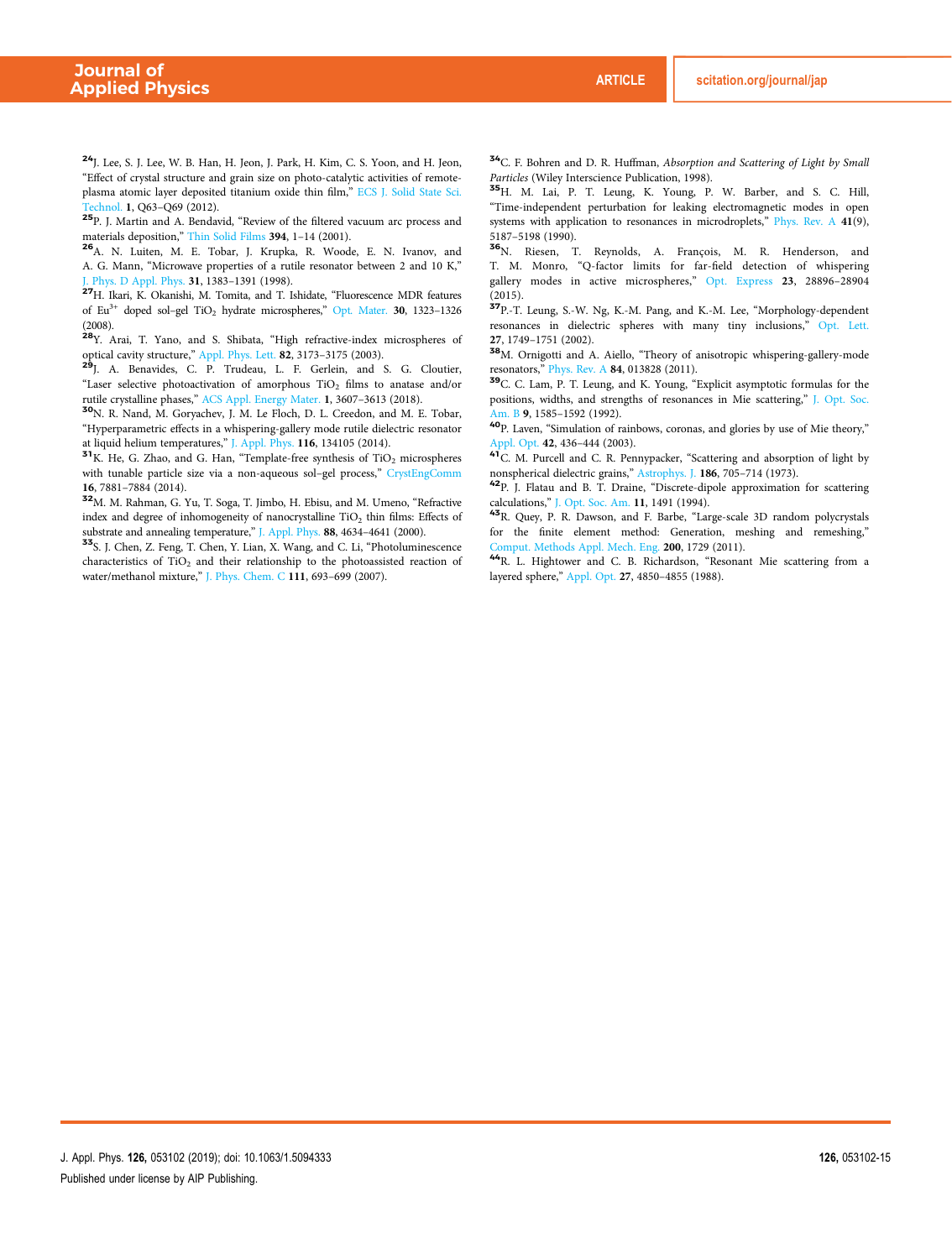[24] J. Lee, S. J. Lee, W. B. Han, H. Jeon, J. Park, H. Kim, C. S. Yoon, and H. Jeon, "Effect of crystal structure and grain size on photo-catalytic activities of remote-plasma atomic layer deposited titanium oxide thin film," ECS J. Solid State Sci. Technol. **1**, Q63–Q69 (2012).

[25] P. J. Martin and A. Bendavid, "Review of the filtered vacuum arc process and materials deposition," Thin Solid Films **394**, 1–14 (2001).

[26] A. N. Luiten, M. E. Tobar, J. Krupka, R. Woode, E. N. Ivanov, and A. G. Mann, "Microwave properties of a rutile resonator between 2 and 10 K," J. Phys. D Appl. Phys. **31**, 1383–1391 (1998).

[27] H. Ikari, K. Okanishi, M. Tomita, and T. Ishidate, "Fluorescence MDR features of $Eu^{3+}$ doped sol–gel $TiO_2$ hydrate microspheres," Opt. Mater. **30**, 1323–1326 (2008).

[28] Y. Arai, T. Yano, and S. Shibata, "High refractive-index microspheres of optical cavity structure," Appl. Phys. Lett. **82**, 3173–3175 (2003).

[29] J. A. Benavides, C. P. Trudeau, L. F. Gerlein, and S. G. Cloutier, "Laser selective photoactivation of amorphous $TiO_2$ films to anatase and/or rutile crystalline phases," ACS Appl. Energy Mater. **1**, 3607–3613 (2018).

[30] N. R. Nand, M. Goryachev, J. M. Le Floch, D. L. Creedon, and M. E. Tobar, "Hyperparametric effects in a whispering-gallery mode rutile dielectric resonator at liquid helium temperatures," J. Appl. Phys. **116**, 134105 (2014).

[31] K. He, G. Zhao, and G. Han, "Template-free synthesis of $TiO_2$ microspheres with tunable particle size via a non-aqueous sol–gel process," CrystEngComm **16**, 7881–7884 (2014).

[32] M. M. Rahman, G. Yu, T. Soga, T. Jimbo, H. Ebisu, and M. Umeno, "Refractive index and degree of inhomogeneity of nanocrystalline $TiO_2$ thin films: Effects of substrate and annealing temperature," J. Appl. Phys. **88**, 4634–4641 (2000).

[33] S. J. Chen, Z. Feng, T. Chen, Y. Lian, X. Wang, and C. Li, "Photoluminescence characteristics of $TiO_2$ and their relationship to the photoassisted reaction of water/methanol mixture," J. Phys. Chem. C **111**, 693–699 (2007).

[34] C. F. Bohren and D. R. Huffman, *Absorption and Scattering of Light by Small Particles* (Wiley Interscience Publication, 1998).

[35] H. M. Lai, P. T. Leung, K. Young, P. W. Barber, and S. C. Hill, "Time-independent perturbation for leaking electromagnetic modes in open systems with application to resonances in microdroplets," Phys. Rev. A **41**(9), 5187–5198 (1990).

[36] N. Riesen, T. Reynolds, A. François, M. R. Henderson, and T. M. Monro, "Q-factor limits for far-field detection of whispering gallery modes in active microspheres," Opt. Express **23**, 28896–28904 (2015).

[37] P.-T. Leung, S.-W. Ng, K.-M. Pang, and K.-M. Lee, "Morphology-dependent resonances in dielectric spheres with many tiny inclusions," Opt. Lett. **27**, 1749–1751 (2002).

[38] M. Ornigotti and A. Aiello, "Theory of anisotropic whispering-gallery-mode resonators," Phys. Rev. A **84**, 013828 (2011).

[39] C. C. Lam, P. T. Leung, and K. Young, "Explicit asymptotic formulas for the positions, widths, and strengths of resonances in Mie scattering," J. Opt. Soc. Am. B **9**, 1585–1592 (1992).

[40] P. Laven, "Simulation of rainbows, coronas, and glories by use of Mie theory," Appl. Opt. **42**, 436–444 (2003).

[41] C. M. Purcell and C. R. Pennypacker, "Scattering and absorption of light by nonspherical dielectric grains," Astrophys. J. **186**, 705–714 (1973).

[42] P. J. Flatau and B. T. Draine, "Discrete-dipole approximation for scattering calculations," J. Opt. Soc. Am. **11**, 1491 (1994).

[43] R. Quey, P. R. Dawson, and F. Barbe, "Large-scale 3D random polycrystals for the finite element method: Generation, meshing and remeshing," Comput. Methods Appl. Mech. Eng. **200**, 1729 (2011).

[44] R. L. Hightower and C. B. Richardson, "Resonant Mie scattering from a layered sphere," Appl. Opt. **27**, 4850–4855 (1988).